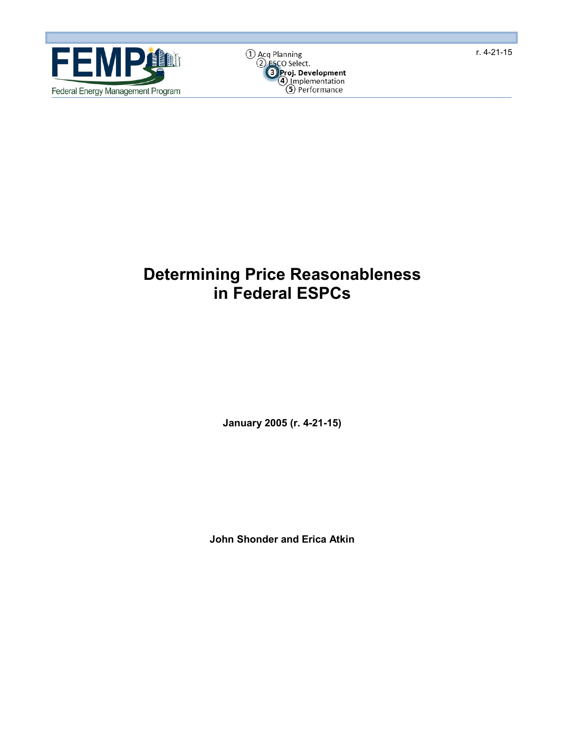# Determining Price Reasonableness in Federal ESPCs

**January 2005 (r. 4-21-15)**

**John Shonder and Erica Atkin**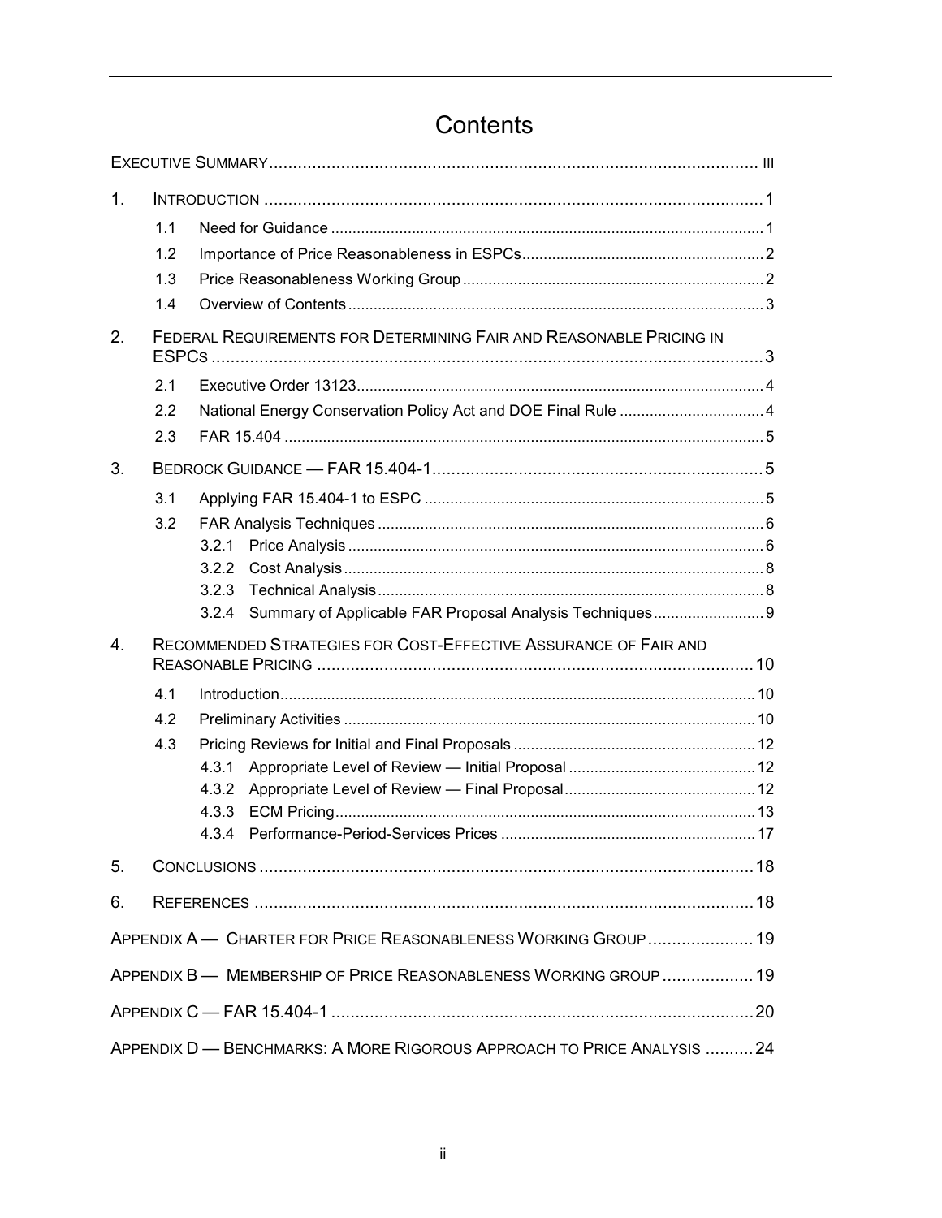# Contents

Executive Summary ........................................................ iii

1. Introduction ........................................................ 1
   - 1.1 Need for Guidance ........................................................ 1
   - 1.2 Importance of Price Reasonableness in ESPCs ........................................................ 2
   - 1.3 Price Reasonableness Working Group ........................................................ 2
   - 1.4 Overview of Contents ........................................................ 3
2. Federal Requirements for Determining Fair and Reasonable Pricing in ESPCs ........................................................ 3
   - 2.1 Executive Order 13123 ........................................................ 4
   - 2.2 National Energy Conservation Policy Act and DOE Final Rule ........................................................ 4
   - 2.3 FAR 15.404 ........................................................ 5
3. Bedrock Guidance — FAR 15.404-1 ........................................................ 5
   - 3.1 Applying FAR 15.404-1 to ESPC ........................................................ 5
   - 3.2 FAR Analysis Techniques ........................................................ 6
     - 3.2.1 Price Analysis ........................................................ 6
     - 3.2.2 Cost Analysis ........................................................ 8
     - 3.2.3 Technical Analysis ........................................................ 8
     - 3.2.4 Summary of Applicable FAR Proposal Analysis Techniques ........................................................ 9
4. Recommended Strategies for Cost-Effective Assurance of Fair and Reasonable Pricing ........................................................ 10
   - 4.1 Introduction ........................................................ 10
   - 4.2 Preliminary Activities ........................................................ 10
   - 4.3 Pricing Reviews for Initial and Final Proposals ........................................................ 12
     - 4.3.1 Appropriate Level of Review — Initial Proposal ........................................................ 12
     - 4.3.2 Appropriate Level of Review — Final Proposal ........................................................ 12
     - 4.3.3 ECM Pricing ........................................................ 13
     - 4.3.4 Performance-Period-Services Prices ........................................................ 17
5. Conclusions ........................................................ 18
6. References ........................................................ 18

Appendix A — Charter for Price Reasonableness Working Group ........................................................ 19

Appendix B — Membership of Price Reasonableness Working Group ........................................................ 19

Appendix C — FAR 15.404-1 ........................................................ 20

Appendix D — Benchmarks: A More Rigorous Approach to Price Analysis ........................................................ 24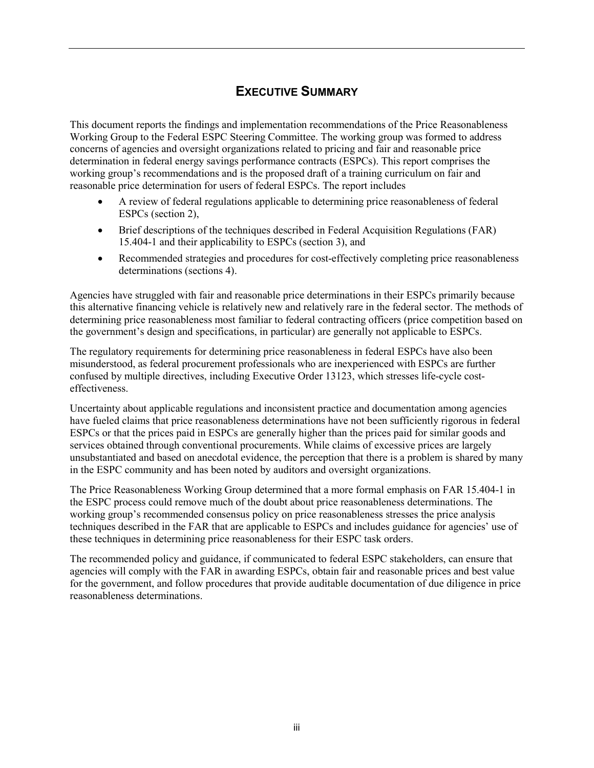# EXECUTIVE SUMMARY

This document reports the findings and implementation recommendations of the Price Reasonableness Working Group to the Federal ESPC Steering Committee. The working group was formed to address concerns of agencies and oversight organizations related to pricing and fair and reasonable price determination in federal energy savings performance contracts (ESPCs). This report comprises the working group's recommendations and is the proposed draft of a training curriculum on fair and reasonable price determination for users of federal ESPCs. The report includes

- A review of federal regulations applicable to determining price reasonableness of federal ESPCs (section 2),
- Brief descriptions of the techniques described in Federal Acquisition Regulations (FAR) 15.404-1 and their applicability to ESPCs (section 3), and
- Recommended strategies and procedures for cost-effectively completing price reasonableness determinations (sections 4).

Agencies have struggled with fair and reasonable price determinations in their ESPCs primarily because this alternative financing vehicle is relatively new and relatively rare in the federal sector. The methods of determining price reasonableness most familiar to federal contracting officers (price competition based on the government's design and specifications, in particular) are generally not applicable to ESPCs.

The regulatory requirements for determining price reasonableness in federal ESPCs have also been misunderstood, as federal procurement professionals who are inexperienced with ESPCs are further confused by multiple directives, including Executive Order 13123, which stresses life-cycle cost-effectiveness.

Uncertainty about applicable regulations and inconsistent practice and documentation among agencies have fueled claims that price reasonableness determinations have not been sufficiently rigorous in federal ESPCs or that the prices paid in ESPCs are generally higher than the prices paid for similar goods and services obtained through conventional procurements. While claims of excessive prices are largely unsubstantiated and based on anecdotal evidence, the perception that there is a problem is shared by many in the ESPC community and has been noted by auditors and oversight organizations.

The Price Reasonableness Working Group determined that a more formal emphasis on FAR 15.404-1 in the ESPC process could remove much of the doubt about price reasonableness determinations. The working group's recommended consensus policy on price reasonableness stresses the price analysis techniques described in the FAR that are applicable to ESPCs and includes guidance for agencies' use of these techniques in determining price reasonableness for their ESPC task orders.

The recommended policy and guidance, if communicated to federal ESPC stakeholders, can ensure that agencies will comply with the FAR in awarding ESPCs, obtain fair and reasonable prices and best value for the government, and follow procedures that provide auditable documentation of due diligence in price reasonableness determinations.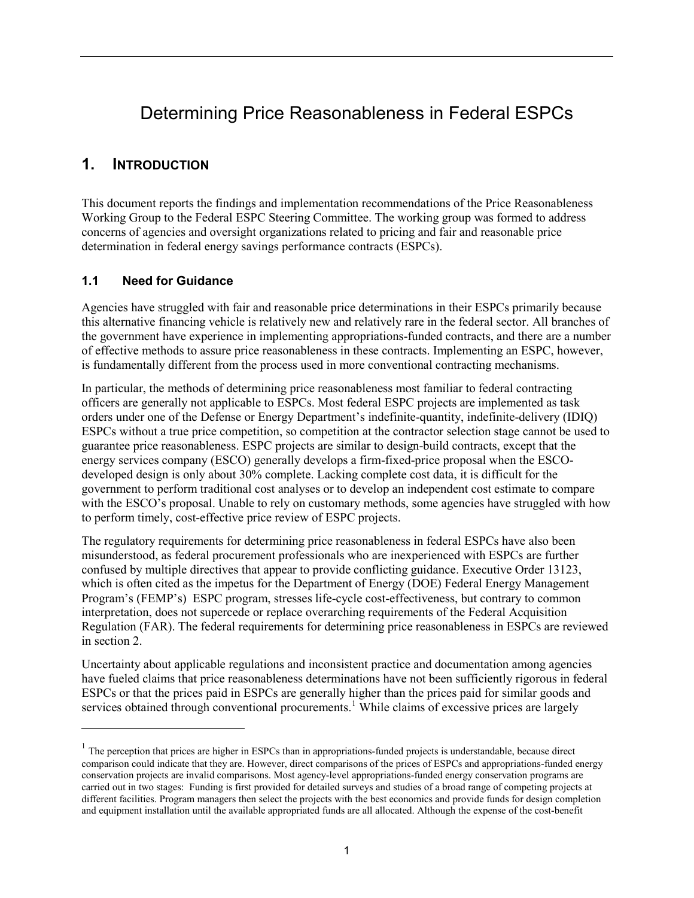# Determining Price Reasonableness in Federal ESPCs

## 1. INTRODUCTION

This document reports the findings and implementation recommendations of the Price Reasonableness Working Group to the Federal ESPC Steering Committee. The working group was formed to address concerns of agencies and oversight organizations related to pricing and fair and reasonable price determination in federal energy savings performance contracts (ESPCs).

### 1.1 Need for Guidance

Agencies have struggled with fair and reasonable price determinations in their ESPCs primarily because this alternative financing vehicle is relatively new and relatively rare in the federal sector. All branches of the government have experience in implementing appropriations-funded contracts, and there are a number of effective methods to assure price reasonableness in these contracts. Implementing an ESPC, however, is fundamentally different from the process used in more conventional contracting mechanisms.

In particular, the methods of determining price reasonableness most familiar to federal contracting officers are generally not applicable to ESPCs. Most federal ESPC projects are implemented as task orders under one of the Defense or Energy Department's indefinite-quantity, indefinite-delivery (IDIQ) ESPCs without a true price competition, so competition at the contractor selection stage cannot be used to guarantee price reasonableness. ESPC projects are similar to design-build contracts, except that the energy services company (ESCO) generally develops a firm-fixed-price proposal when the ESCO-developed design is only about 30% complete. Lacking complete cost data, it is difficult for the government to perform traditional cost analyses or to develop an independent cost estimate to compare with the ESCO's proposal. Unable to rely on customary methods, some agencies have struggled with how to perform timely, cost-effective price review of ESPC projects.

The regulatory requirements for determining price reasonableness in federal ESPCs have also been misunderstood, as federal procurement professionals who are inexperienced with ESPCs are further confused by multiple directives that appear to provide conflicting guidance. Executive Order 13123, which is often cited as the impetus for the Department of Energy (DOE) Federal Energy Management Program's (FEMP's) ESPC program, stresses life-cycle cost-effectiveness, but contrary to common interpretation, does not supercede or replace overarching requirements of the Federal Acquisition Regulation (FAR). The federal requirements for determining price reasonableness in ESPCs are reviewed in section 2.

Uncertainty about applicable regulations and inconsistent practice and documentation among agencies have fueled claims that price reasonableness determinations have not been sufficiently rigorous in federal ESPCs or that the prices paid in ESPCs are generally higher than the prices paid for similar goods and services obtained through conventional procurements.[1] While claims of excessive prices are largely

---

[1] The perception that prices are higher in ESPCs than in appropriations-funded projects is understandable, because direct comparison could indicate that they are. However, direct comparisons of the prices of ESPCs and appropriations-funded energy conservation projects are invalid comparisons. Most agency-level appropriations-funded energy conservation programs are carried out in two stages: Funding is first provided for detailed surveys and studies of a broad range of competing projects at different facilities. Program managers then select the projects with the best economics and provide funds for design completion and equipment installation until the available appropriated funds are all allocated. Although the expense of the cost-benefit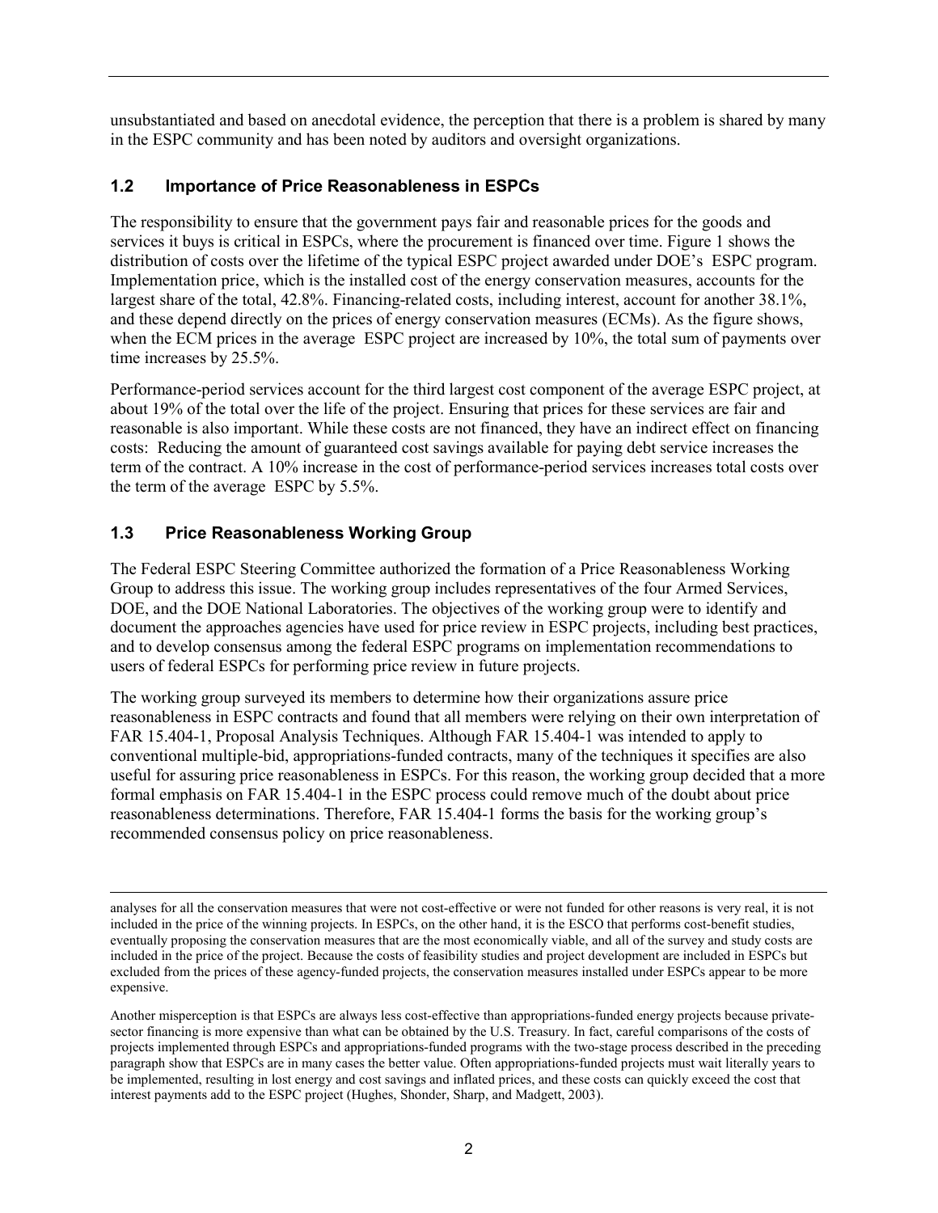unsubstantiated and based on anecdotal evidence, the perception that there is a problem is shared by many in the ESPC community and has been noted by auditors and oversight organizations.

## 1.2 Importance of Price Reasonableness in ESPCs

The responsibility to ensure that the government pays fair and reasonable prices for the goods and services it buys is critical in ESPCs, where the procurement is financed over time. Figure 1 shows the distribution of costs over the lifetime of the typical ESPC project awarded under DOE's ESPC program. Implementation price, which is the installed cost of the energy conservation measures, accounts for the largest share of the total, 42.8%. Financing-related costs, including interest, account for another 38.1%, and these depend directly on the prices of energy conservation measures (ECMs). As the figure shows, when the ECM prices in the average ESPC project are increased by 10%, the total sum of payments over time increases by 25.5%.

Performance-period services account for the third largest cost component of the average ESPC project, at about 19% of the total over the life of the project. Ensuring that prices for these services are fair and reasonable is also important. While these costs are not financed, they have an indirect effect on financing costs: Reducing the amount of guaranteed cost savings available for paying debt service increases the term of the contract. A 10% increase in the cost of performance-period services increases total costs over the term of the average ESPC by 5.5%.

## 1.3 Price Reasonableness Working Group

The Federal ESPC Steering Committee authorized the formation of a Price Reasonableness Working Group to address this issue. The working group includes representatives of the four Armed Services, DOE, and the DOE National Laboratories. The objectives of the working group were to identify and document the approaches agencies have used for price review in ESPC projects, including best practices, and to develop consensus among the federal ESPC programs on implementation recommendations to users of federal ESPCs for performing price review in future projects.

The working group surveyed its members to determine how their organizations assure price reasonableness in ESPC contracts and found that all members were relying on their own interpretation of FAR 15.404-1, Proposal Analysis Techniques. Although FAR 15.404-1 was intended to apply to conventional multiple-bid, appropriations-funded contracts, many of the techniques it specifies are also useful for assuring price reasonableness in ESPCs. For this reason, the working group decided that a more formal emphasis on FAR 15.404-1 in the ESPC process could remove much of the doubt about price reasonableness determinations. Therefore, FAR 15.404-1 forms the basis for the working group's recommended consensus policy on price reasonableness.

---

analyses for all the conservation measures that were not cost-effective or were not funded for other reasons is very real, it is not included in the price of the winning projects. In ESPCs, on the other hand, it is the ESCO that performs cost-benefit studies, eventually proposing the conservation measures that are the most economically viable, and all of the survey and study costs are included in the price of the project. Because the costs of feasibility studies and project development are included in ESPCs but excluded from the prices of these agency-funded projects, the conservation measures installed under ESPCs appear to be more expensive.

Another misperception is that ESPCs are always less cost-effective than appropriations-funded energy projects because private-sector financing is more expensive than what can be obtained by the U.S. Treasury. In fact, careful comparisons of the costs of projects implemented through ESPCs and appropriations-funded programs with the two-stage process described in the preceding paragraph show that ESPCs are in many cases the better value. Often appropriations-funded projects must wait literally years to be implemented, resulting in lost energy and cost savings and inflated prices, and these costs can quickly exceed the cost that interest payments add to the ESPC project (Hughes, Shonder, Sharp, and Madgett, 2003).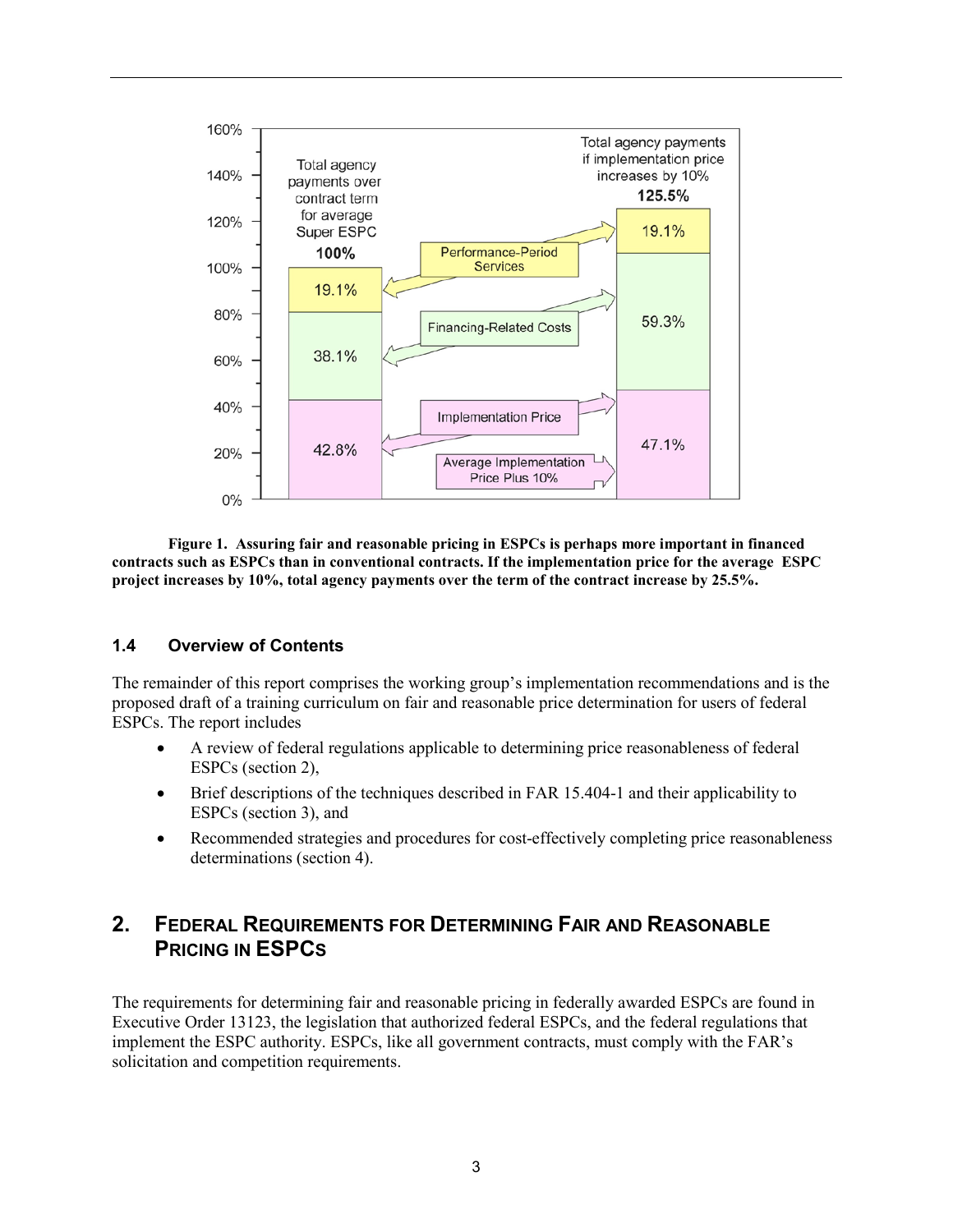Figure 1. Assuring fair and reasonable pricing in ESPCs is perhaps more important in financed contracts such as ESPCs than in conventional contracts. If the implementation price for the average ESPC project increases by 10%, total agency payments over the term of the contract increase by 25.5%.

### 1.4 Overview of Contents

The remainder of this report comprises the working group's implementation recommendations and is the proposed draft of a training curriculum on fair and reasonable price determination for users of federal ESPCs. The report includes

- A review of federal regulations applicable to determining price reasonableness of federal ESPCs (section 2),
- Brief descriptions of the techniques described in FAR 15.404-1 and their applicability to ESPCs (section 3), and
- Recommended strategies and procedures for cost-effectively completing price reasonableness determinations (section 4).

## 2. Federal Requirements for Determining Fair and Reasonable Pricing in ESPCs

The requirements for determining fair and reasonable pricing in federally awarded ESPCs are found in Executive Order 13123, the legislation that authorized federal ESPCs, and the federal regulations that implement the ESPC authority. ESPCs, like all government contracts, must comply with the FAR's solicitation and competition requirements.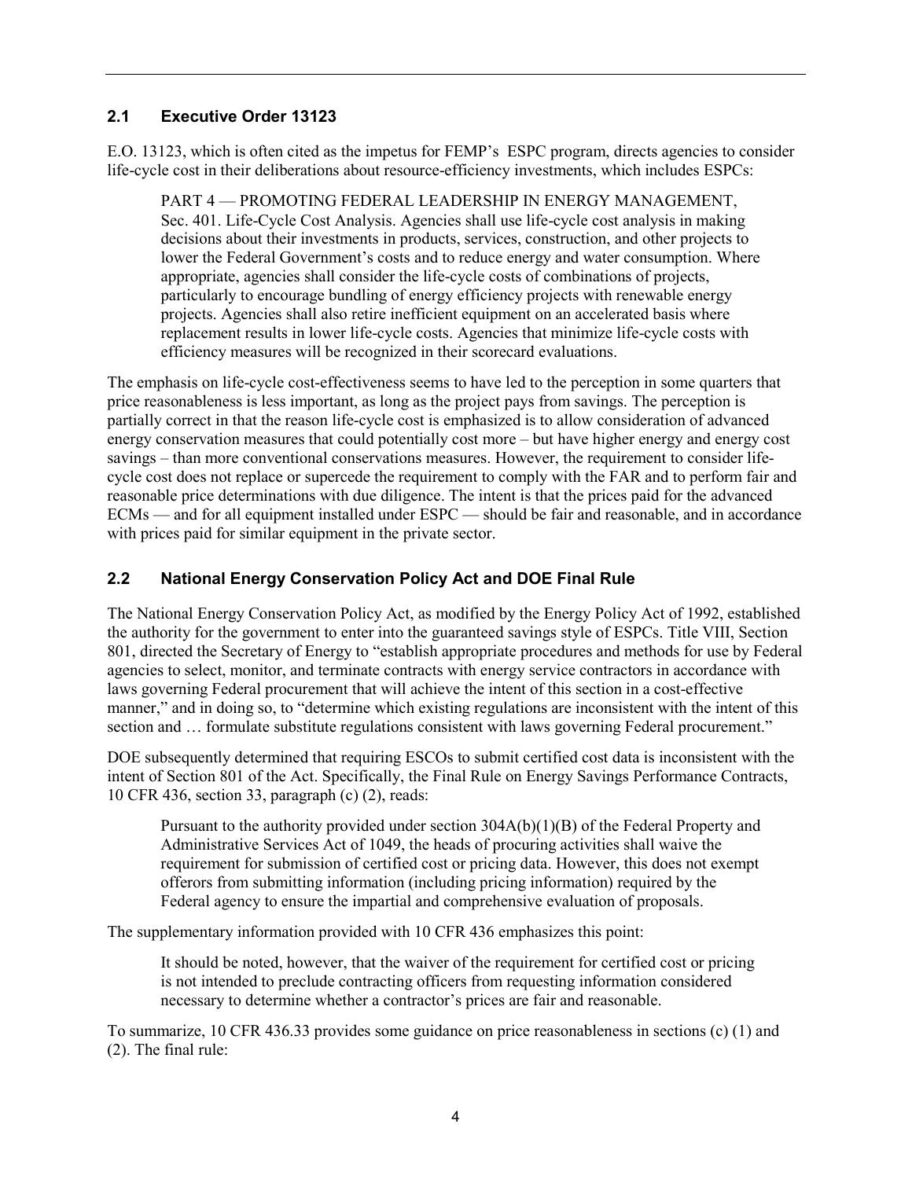## 2.1 Executive Order 13123

E.O. 13123, which is often cited as the impetus for FEMP's ESPC program, directs agencies to consider life-cycle cost in their deliberations about resource-efficiency investments, which includes ESPCs:

> PART 4 — PROMOTING FEDERAL LEADERSHIP IN ENERGY MANAGEMENT, Sec. 401. Life-Cycle Cost Analysis. Agencies shall use life-cycle cost analysis in making decisions about their investments in products, services, construction, and other projects to lower the Federal Government's costs and to reduce energy and water consumption. Where appropriate, agencies shall consider the life-cycle costs of combinations of projects, particularly to encourage bundling of energy efficiency projects with renewable energy projects. Agencies shall also retire inefficient equipment on an accelerated basis where replacement results in lower life-cycle costs. Agencies that minimize life-cycle costs with efficiency measures will be recognized in their scorecard evaluations.

The emphasis on life-cycle cost-effectiveness seems to have led to the perception in some quarters that price reasonableness is less important, as long as the project pays from savings. The perception is partially correct in that the reason life-cycle cost is emphasized is to allow consideration of advanced energy conservation measures that could potentially cost more – but have higher energy and energy cost savings – than more conventional conservations measures. However, the requirement to consider life-cycle cost does not replace or supercede the requirement to comply with the FAR and to perform fair and reasonable price determinations with due diligence. The intent is that the prices paid for the advanced ECMs — and for all equipment installed under ESPC — should be fair and reasonable, and in accordance with prices paid for similar equipment in the private sector.

## 2.2 National Energy Conservation Policy Act and DOE Final Rule

The National Energy Conservation Policy Act, as modified by the Energy Policy Act of 1992, established the authority for the government to enter into the guaranteed savings style of ESPCs. Title VIII, Section 801, directed the Secretary of Energy to "establish appropriate procedures and methods for use by Federal agencies to select, monitor, and terminate contracts with energy service contractors in accordance with laws governing Federal procurement that will achieve the intent of this section in a cost-effective manner," and in doing so, to "determine which existing regulations are inconsistent with the intent of this section and … formulate substitute regulations consistent with laws governing Federal procurement."

DOE subsequently determined that requiring ESCOs to submit certified cost data is inconsistent with the intent of Section 801 of the Act. Specifically, the Final Rule on Energy Savings Performance Contracts, 10 CFR 436, section 33, paragraph (c) (2), reads:

> Pursuant to the authority provided under section 304A(b)(1)(B) of the Federal Property and Administrative Services Act of 1049, the heads of procuring activities shall waive the requirement for submission of certified cost or pricing data. However, this does not exempt offerors from submitting information (including pricing information) required by the Federal agency to ensure the impartial and comprehensive evaluation of proposals.

The supplementary information provided with 10 CFR 436 emphasizes this point:

> It should be noted, however, that the waiver of the requirement for certified cost or pricing is not intended to preclude contracting officers from requesting information considered necessary to determine whether a contractor's prices are fair and reasonable.

To summarize, 10 CFR 436.33 provides some guidance on price reasonableness in sections (c) (1) and (2). The final rule: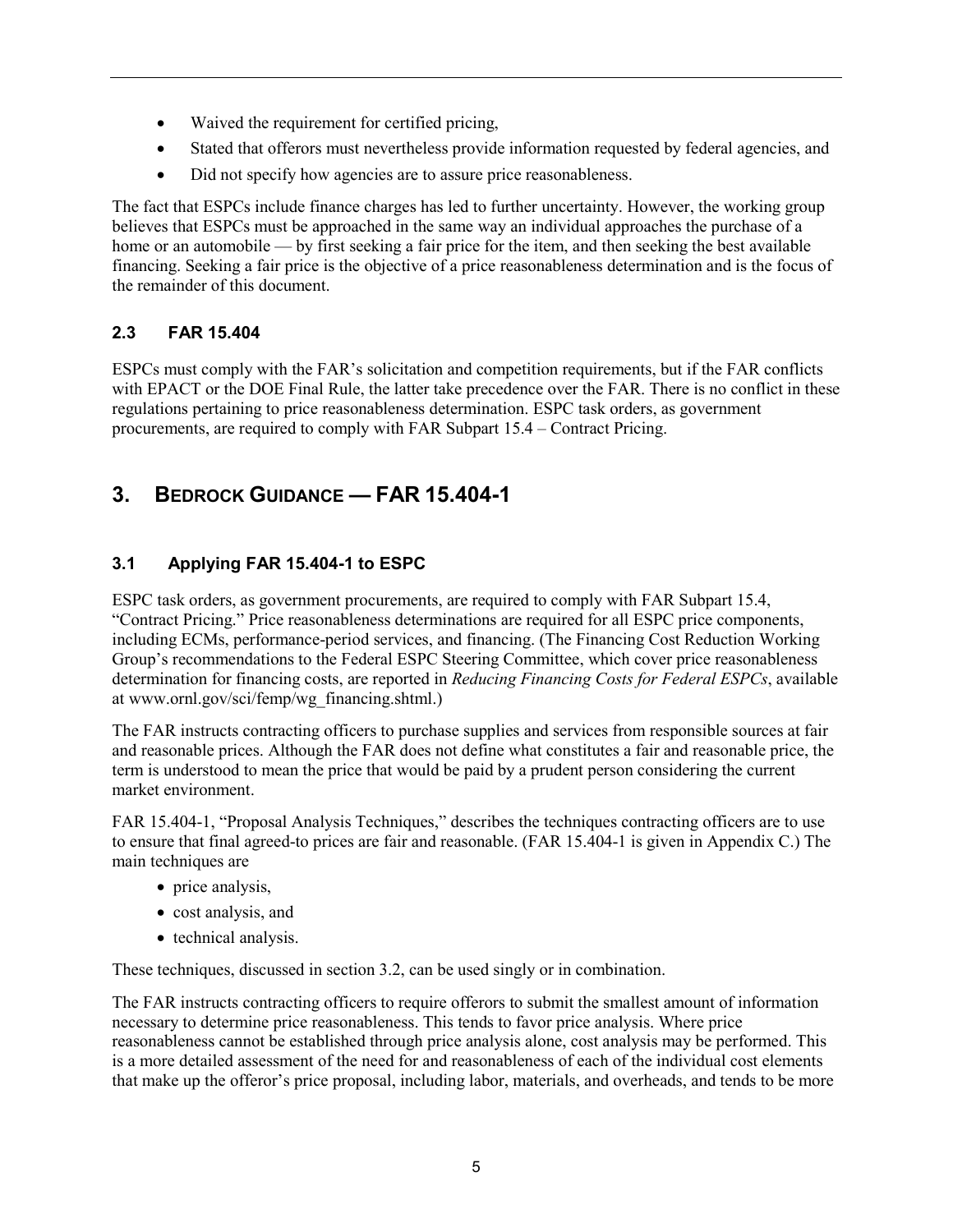- Waived the requirement for certified pricing,
- Stated that offerors must nevertheless provide information requested by federal agencies, and
- Did not specify how agencies are to assure price reasonableness.

The fact that ESPCs include finance charges has led to further uncertainty. However, the working group believes that ESPCs must be approached in the same way an individual approaches the purchase of a home or an automobile — by first seeking a fair price for the item, and then seeking the best available financing. Seeking a fair price is the objective of a price reasonableness determination and is the focus of the remainder of this document.

### 2.3 FAR 15.404

ESPCs must comply with the FAR's solicitation and competition requirements, but if the FAR conflicts with EPACT or the DOE Final Rule, the latter take precedence over the FAR. There is no conflict in these regulations pertaining to price reasonableness determination. ESPC task orders, as government procurements, are required to comply with FAR Subpart 15.4 – Contract Pricing.

## 3. BEDROCK GUIDANCE — FAR 15.404-1

### 3.1 Applying FAR 15.404-1 to ESPC

ESPC task orders, as government procurements, are required to comply with FAR Subpart 15.4, "Contract Pricing." Price reasonableness determinations are required for all ESPC price components, including ECMs, performance-period services, and financing. (The Financing Cost Reduction Working Group's recommendations to the Federal ESPC Steering Committee, which cover price reasonableness determination for financing costs, are reported in *Reducing Financing Costs for Federal ESPCs*, available at www.ornl.gov/sci/femp/wg_financing.shtml.)

The FAR instructs contracting officers to purchase supplies and services from responsible sources at fair and reasonable prices. Although the FAR does not define what constitutes a fair and reasonable price, the term is understood to mean the price that would be paid by a prudent person considering the current market environment.

FAR 15.404-1, "Proposal Analysis Techniques," describes the techniques contracting officers are to use to ensure that final agreed-to prices are fair and reasonable. (FAR 15.404-1 is given in Appendix C.) The main techniques are

- price analysis,
- cost analysis, and
- technical analysis.

These techniques, discussed in section 3.2, can be used singly or in combination.

The FAR instructs contracting officers to require offerors to submit the smallest amount of information necessary to determine price reasonableness. This tends to favor price analysis. Where price reasonableness cannot be established through price analysis alone, cost analysis may be performed. This is a more detailed assessment of the need for and reasonableness of each of the individual cost elements that make up the offeror's price proposal, including labor, materials, and overheads, and tends to be more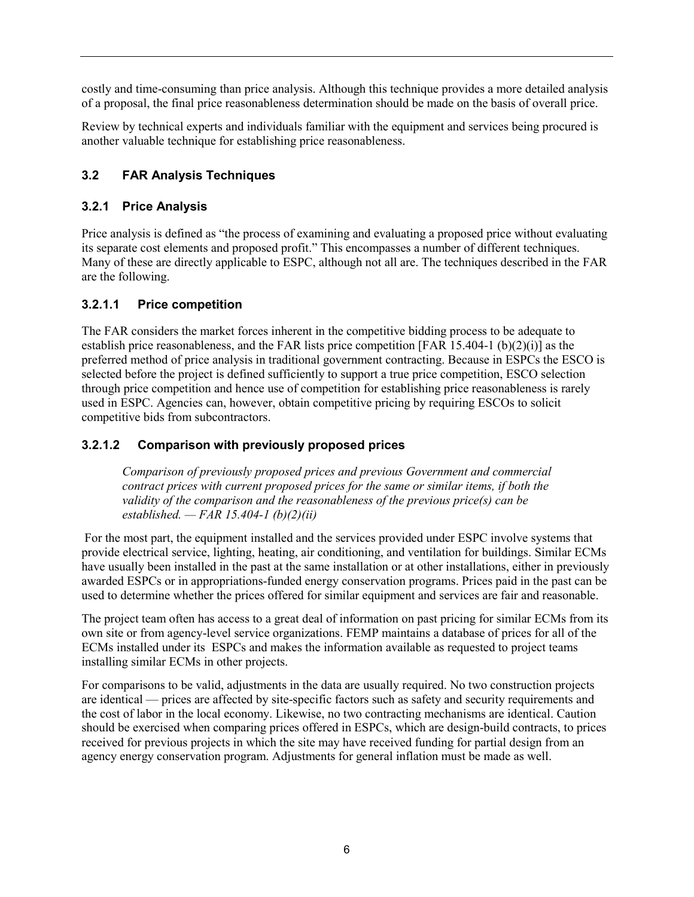costly and time-consuming than price analysis. Although this technique provides a more detailed analysis of a proposal, the final price reasonableness determination should be made on the basis of overall price.

Review by technical experts and individuals familiar with the equipment and services being procured is another valuable technique for establishing price reasonableness.

## 3.2 FAR Analysis Techniques

### 3.2.1 Price Analysis

Price analysis is defined as "the process of examining and evaluating a proposed price without evaluating its separate cost elements and proposed profit." This encompasses a number of different techniques. Many of these are directly applicable to ESPC, although not all are. The techniques described in the FAR are the following.

#### 3.2.1.1 Price competition

The FAR considers the market forces inherent in the competitive bidding process to be adequate to establish price reasonableness, and the FAR lists price competition [FAR 15.404-1 (b)(2)(i)] as the preferred method of price analysis in traditional government contracting. Because in ESPCs the ESCO is selected before the project is defined sufficiently to support a true price competition, ESCO selection through price competition and hence use of competition for establishing price reasonableness is rarely used in ESPC. Agencies can, however, obtain competitive pricing by requiring ESCOs to solicit competitive bids from subcontractors.

#### 3.2.1.2 Comparison with previously proposed prices

> *Comparison of previously proposed prices and previous Government and commercial contract prices with current proposed prices for the same or similar items, if both the validity of the comparison and the reasonableness of the previous price(s) can be established. — FAR 15.404-1 (b)(2)(ii)*

For the most part, the equipment installed and the services provided under ESPC involve systems that provide electrical service, lighting, heating, air conditioning, and ventilation for buildings. Similar ECMs have usually been installed in the past at the same installation or at other installations, either in previously awarded ESPCs or in appropriations-funded energy conservation programs. Prices paid in the past can be used to determine whether the prices offered for similar equipment and services are fair and reasonable.

The project team often has access to a great deal of information on past pricing for similar ECMs from its own site or from agency-level service organizations. FEMP maintains a database of prices for all of the ECMs installed under its ESPCs and makes the information available as requested to project teams installing similar ECMs in other projects.

For comparisons to be valid, adjustments in the data are usually required. No two construction projects are identical — prices are affected by site-specific factors such as safety and security requirements and the cost of labor in the local economy. Likewise, no two contracting mechanisms are identical. Caution should be exercised when comparing prices offered in ESPCs, which are design-build contracts, to prices received for previous projects in which the site may have received funding for partial design from an agency energy conservation program. Adjustments for general inflation must be made as well.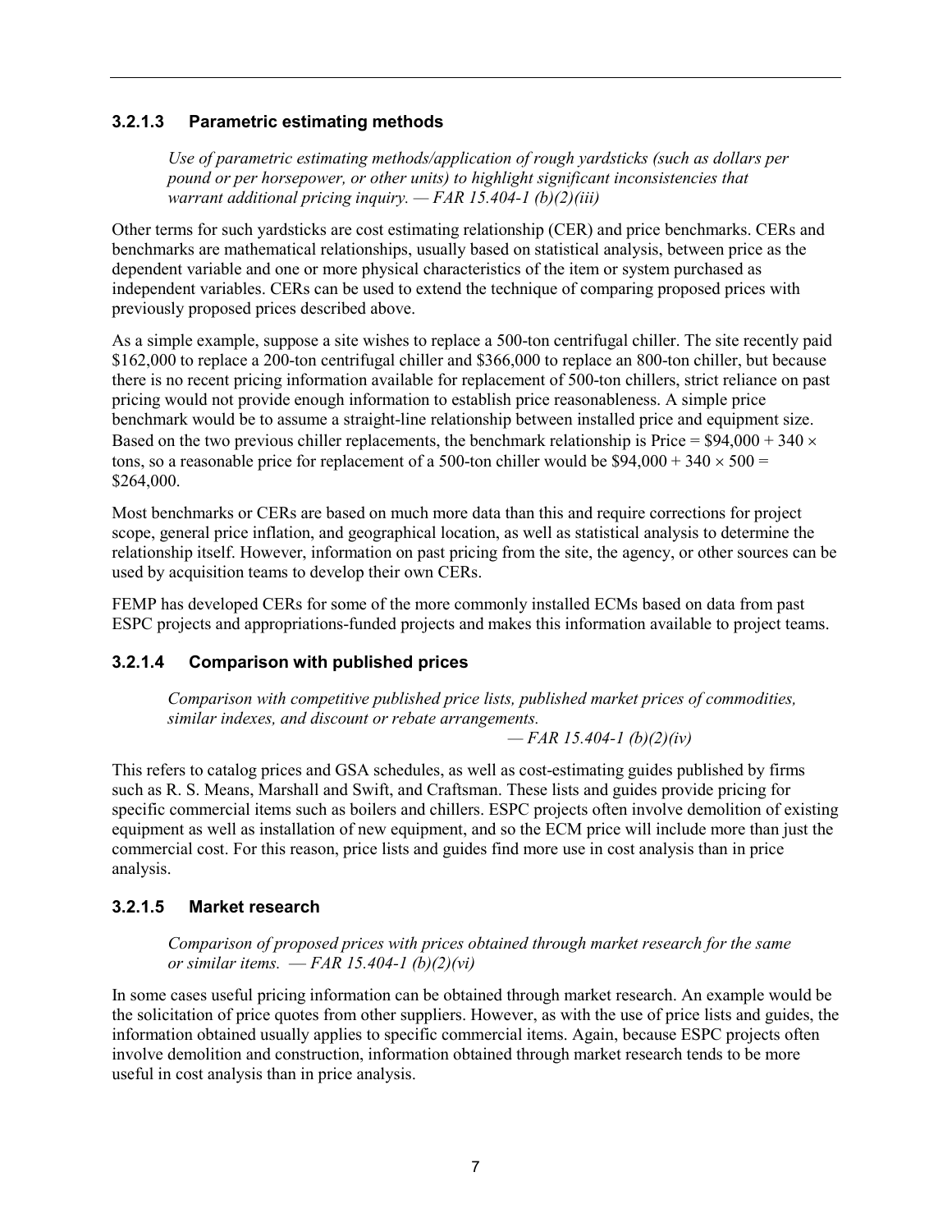### 3.2.1.3 Parametric estimating methods

> *Use of parametric estimating methods/application of rough yardsticks (such as dollars per pound or per horsepower, or other units) to highlight significant inconsistencies that warrant additional pricing inquiry. — FAR 15.404-1 (b)(2)(iii)*

Other terms for such yardsticks are cost estimating relationship (CER) and price benchmarks. CERs and benchmarks are mathematical relationships, usually based on statistical analysis, between price as the dependent variable and one or more physical characteristics of the item or system purchased as independent variables. CERs can be used to extend the technique of comparing proposed prices with previously proposed prices described above.

As a simple example, suppose a site wishes to replace a 500-ton centrifugal chiller. The site recently paid $162,000 to replace a 200-ton centrifugal chiller and $366,000 to replace an 800-ton chiller, but because there is no recent pricing information available for replacement of 500-ton chillers, strict reliance on past pricing would not provide enough information to establish price reasonableness. A simple price benchmark would be to assume a straight-line relationship between installed price and equipment size. Based on the two previous chiller replacements, the benchmark relationship is Price = $94,000 + 340 × tons, so a reasonable price for replacement of a 500-ton chiller would be $94,000 + 340 × 500 = $264,000.

Most benchmarks or CERs are based on much more data than this and require corrections for project scope, general price inflation, and geographical location, as well as statistical analysis to determine the relationship itself. However, information on past pricing from the site, the agency, or other sources can be used by acquisition teams to develop their own CERs.

FEMP has developed CERs for some of the more commonly installed ECMs based on data from past ESPC projects and appropriations-funded projects and makes this information available to project teams.

### 3.2.1.4 Comparison with published prices

> *Comparison with competitive published price lists, published market prices of commodities, similar indexes, and discount or rebate arrangements.*
> *— FAR 15.404-1 (b)(2)(iv)*

This refers to catalog prices and GSA schedules, as well as cost-estimating guides published by firms such as R. S. Means, Marshall and Swift, and Craftsman. These lists and guides provide pricing for specific commercial items such as boilers and chillers. ESPC projects often involve demolition of existing equipment as well as installation of new equipment, and so the ECM price will include more than just the commercial cost. For this reason, price lists and guides find more use in cost analysis than in price analysis.

### 3.2.1.5 Market research

> *Comparison of proposed prices with prices obtained through market research for the same or similar items. — FAR 15.404-1 (b)(2)(vi)*

In some cases useful pricing information can be obtained through market research. An example would be the solicitation of price quotes from other suppliers. However, as with the use of price lists and guides, the information obtained usually applies to specific commercial items. Again, because ESPC projects often involve demolition and construction, information obtained through market research tends to be more useful in cost analysis than in price analysis.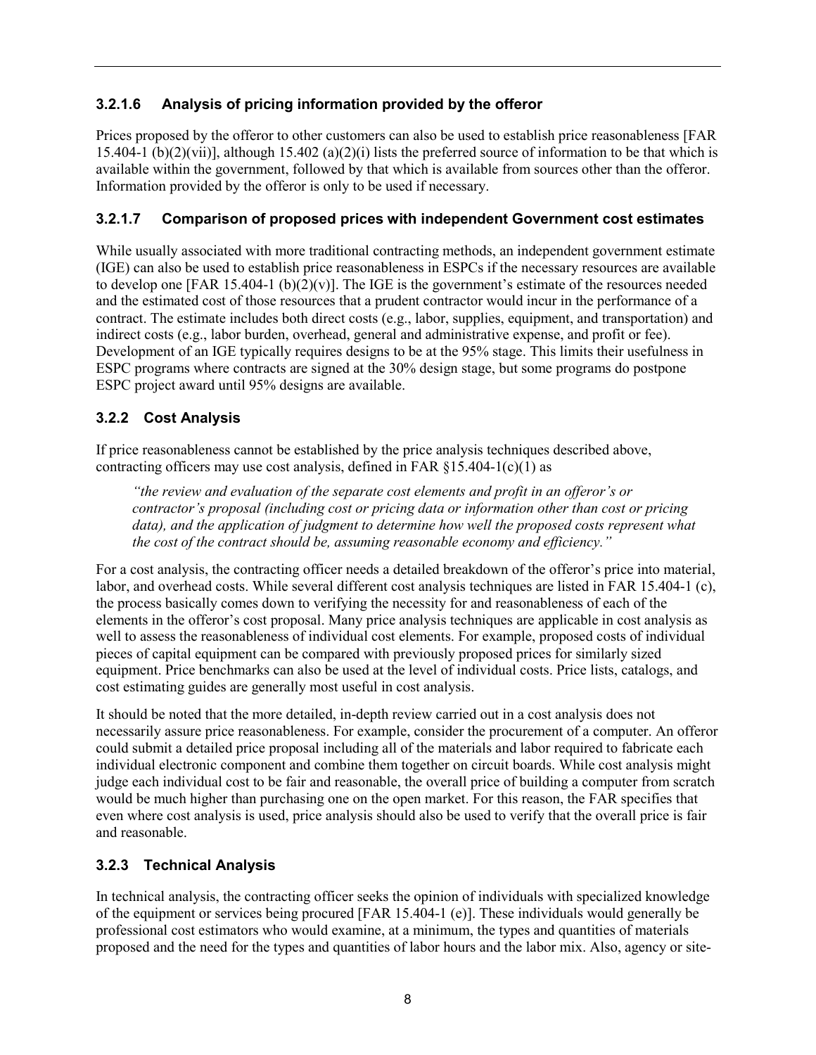#### 3.2.1.6 Analysis of pricing information provided by the offeror

Prices proposed by the offeror to other customers can also be used to establish price reasonableness [FAR 15.404-1 (b)(2)(vii)], although 15.402 (a)(2)(i) lists the preferred source of information to be that which is available within the government, followed by that which is available from sources other than the offeror. Information provided by the offeror is only to be used if necessary.

#### 3.2.1.7 Comparison of proposed prices with independent Government cost estimates

While usually associated with more traditional contracting methods, an independent government estimate (IGE) can also be used to establish price reasonableness in ESPCs if the necessary resources are available to develop one [FAR 15.404-1 (b)(2)(v)]. The IGE is the government's estimate of the resources needed and the estimated cost of those resources that a prudent contractor would incur in the performance of a contract. The estimate includes both direct costs (e.g., labor, supplies, equipment, and transportation) and indirect costs (e.g., labor burden, overhead, general and administrative expense, and profit or fee). Development of an IGE typically requires designs to be at the 95% stage. This limits their usefulness in ESPC programs where contracts are signed at the 30% design stage, but some programs do postpone ESPC project award until 95% designs are available.

### 3.2.2 Cost Analysis

If price reasonableness cannot be established by the price analysis techniques described above, contracting officers may use cost analysis, defined in FAR §15.404-1(c)(1) as

> *"the review and evaluation of the separate cost elements and profit in an offeror's or contractor's proposal (including cost or pricing data or information other than cost or pricing data), and the application of judgment to determine how well the proposed costs represent what the cost of the contract should be, assuming reasonable economy and efficiency."*

For a cost analysis, the contracting officer needs a detailed breakdown of the offeror's price into material, labor, and overhead costs. While several different cost analysis techniques are listed in FAR 15.404-1 (c), the process basically comes down to verifying the necessity for and reasonableness of each of the elements in the offeror's cost proposal. Many price analysis techniques are applicable in cost analysis as well to assess the reasonableness of individual cost elements. For example, proposed costs of individual pieces of capital equipment can be compared with previously proposed prices for similarly sized equipment. Price benchmarks can also be used at the level of individual costs. Price lists, catalogs, and cost estimating guides are generally most useful in cost analysis.

It should be noted that the more detailed, in-depth review carried out in a cost analysis does not necessarily assure price reasonableness. For example, consider the procurement of a computer. An offeror could submit a detailed price proposal including all of the materials and labor required to fabricate each individual electronic component and combine them together on circuit boards. While cost analysis might judge each individual cost to be fair and reasonable, the overall price of building a computer from scratch would be much higher than purchasing one on the open market. For this reason, the FAR specifies that even where cost analysis is used, price analysis should also be used to verify that the overall price is fair and reasonable.

### 3.2.3 Technical Analysis

In technical analysis, the contracting officer seeks the opinion of individuals with specialized knowledge of the equipment or services being procured [FAR 15.404-1 (e)]. These individuals would generally be professional cost estimators who would examine, at a minimum, the types and quantities of materials proposed and the need for the types and quantities of labor hours and the labor mix. Also, agency or site-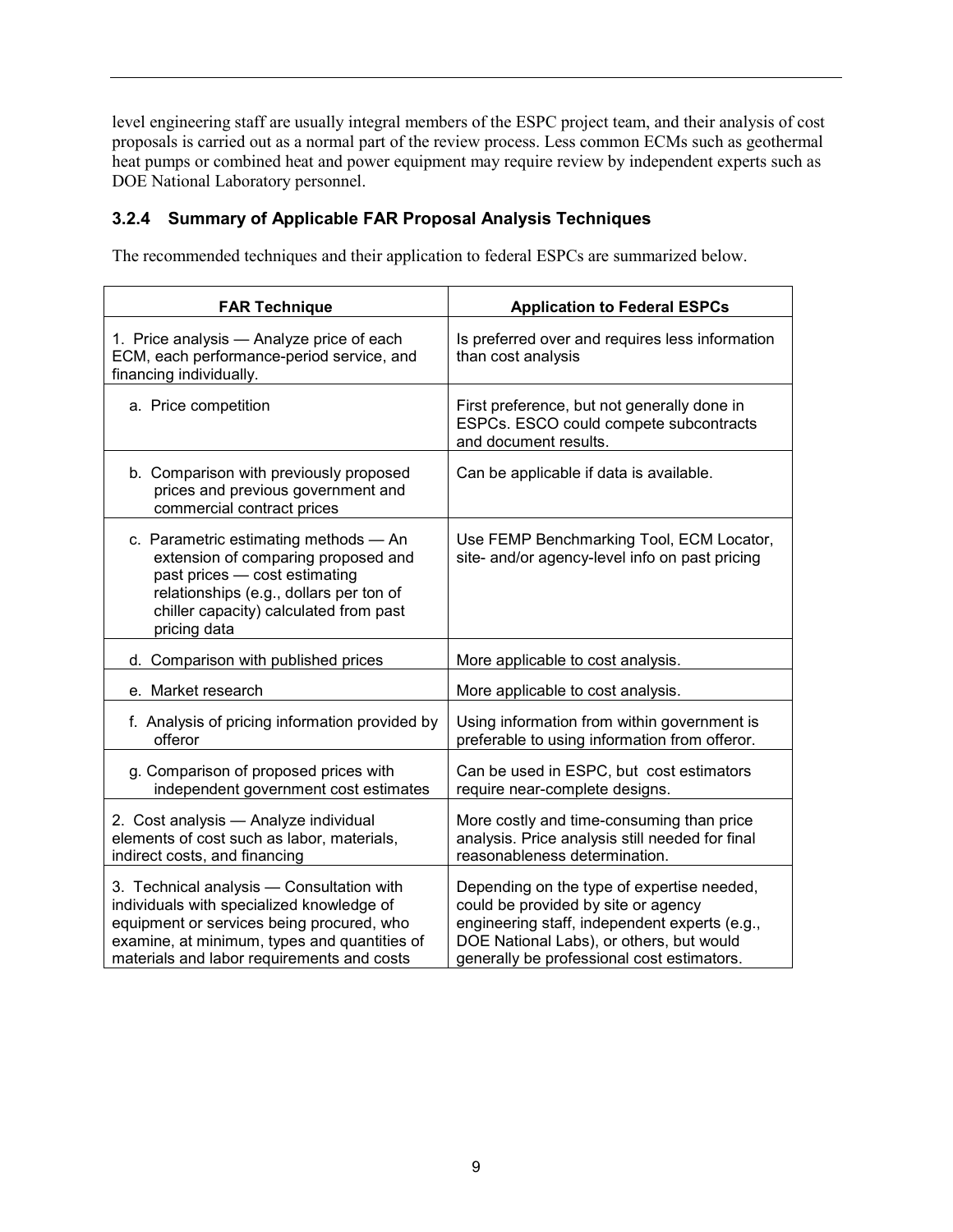level engineering staff are usually integral members of the ESPC project team, and their analysis of cost proposals is carried out as a normal part of the review process. Less common ECMs such as geothermal heat pumps or combined heat and power equipment may require review by independent experts such as DOE National Laboratory personnel.

### 3.2.4 Summary of Applicable FAR Proposal Analysis Techniques

The recommended techniques and their application to federal ESPCs are summarized below.

| FAR Technique | Application to Federal ESPCs |
| --- | --- |
| 1. Price analysis — Analyze price of each ECM, each performance-period service, and financing individually. | Is preferred over and requires less information than cost analysis |
| a. Price competition | First preference, but not generally done in ESPCs. ESCO could compete subcontracts and document results. |
| b. Comparison with previously proposed prices and previous government and commercial contract prices | Can be applicable if data is available. |
| c. Parametric estimating methods — An extension of comparing proposed and past prices — cost estimating relationships (e.g., dollars per ton of chiller capacity) calculated from past pricing data | Use FEMP Benchmarking Tool, ECM Locator, site- and/or agency-level info on past pricing |
| d. Comparison with published prices | More applicable to cost analysis. |
| e. Market research | More applicable to cost analysis. |
| f. Analysis of pricing information provided by offeror | Using information from within government is preferable to using information from offeror. |
| g. Comparison of proposed prices with independent government cost estimates | Can be used in ESPC, but cost estimators require near-complete designs. |
| 2. Cost analysis — Analyze individual elements of cost such as labor, materials, indirect costs, and financing | More costly and time-consuming than price analysis. Price analysis still needed for final reasonableness determination. |
| 3. Technical analysis — Consultation with individuals with specialized knowledge of equipment or services being procured, who examine, at minimum, types and quantities of materials and labor requirements and costs | Depending on the type of expertise needed, could be provided by site or agency engineering staff, independent experts (e.g., DOE National Labs), or others, but would generally be professional cost estimators. |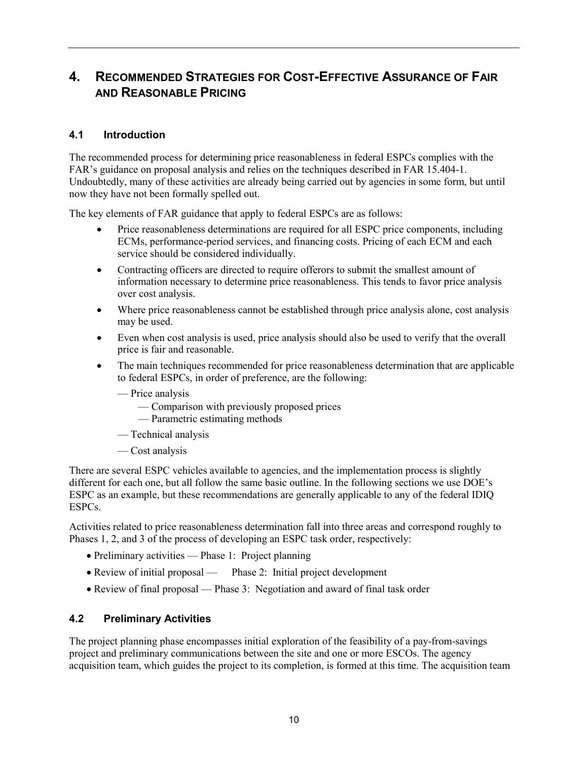## 4. RECOMMENDED STRATEGIES FOR COST-EFFECTIVE ASSURANCE OF FAIR AND REASONABLE PRICING

### 4.1 Introduction

The recommended process for determining price reasonableness in federal ESPCs complies with the FAR's guidance on proposal analysis and relies on the techniques described in FAR 15.404-1. Undoubtedly, many of these activities are already being carried out by agencies in some form, but until now they have not been formally spelled out.

The key elements of FAR guidance that apply to federal ESPCs are as follows:

- Price reasonableness determinations are required for all ESPC price components, including ECMs, performance-period services, and financing costs. Pricing of each ECM and each service should be considered individually.
- Contracting officers are directed to require offerors to submit the smallest amount of information necessary to determine price reasonableness. This tends to favor price analysis over cost analysis.
- Where price reasonableness cannot be established through price analysis alone, cost analysis may be used.
- Even when cost analysis is used, price analysis should also be used to verify that the overall price is fair and reasonable.
- The main techniques recommended for price reasonableness determination that are applicable to federal ESPCs, in order of preference, are the following:
  - — Price analysis
    - — Comparison with previously proposed prices
    - — Parametric estimating methods
  - — Technical analysis
  - — Cost analysis

There are several ESPC vehicles available to agencies, and the implementation process is slightly different for each one, but all follow the same basic outline. In the following sections we use DOE's ESPC as an example, but these recommendations are generally applicable to any of the federal IDIQ ESPCs.

Activities related to price reasonableness determination fall into three areas and correspond roughly to Phases 1, 2, and 3 of the process of developing an ESPC task order, respectively:

- Preliminary activities — Phase 1: Project planning
- Review of initial proposal — Phase 2: Initial project development
- Review of final proposal — Phase 3: Negotiation and award of final task order

### 4.2 Preliminary Activities

The project planning phase encompasses initial exploration of the feasibility of a pay-from-savings project and preliminary communications between the site and one or more ESCOs. The agency acquisition team, which guides the project to its completion, is formed at this time. The acquisition team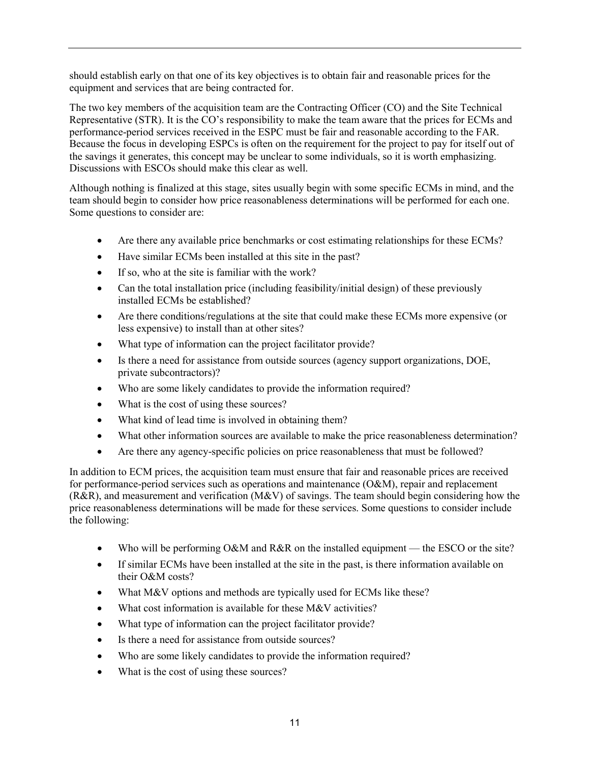should establish early on that one of its key objectives is to obtain fair and reasonable prices for the equipment and services that are being contracted for.

The two key members of the acquisition team are the Contracting Officer (CO) and the Site Technical Representative (STR). It is the CO's responsibility to make the team aware that the prices for ECMs and performance-period services received in the ESPC must be fair and reasonable according to the FAR. Because the focus in developing ESPCs is often on the requirement for the project to pay for itself out of the savings it generates, this concept may be unclear to some individuals, so it is worth emphasizing. Discussions with ESCOs should make this clear as well.

Although nothing is finalized at this stage, sites usually begin with some specific ECMs in mind, and the team should begin to consider how price reasonableness determinations will be performed for each one. Some questions to consider are:

- Are there any available price benchmarks or cost estimating relationships for these ECMs?
- Have similar ECMs been installed at this site in the past?
- If so, who at the site is familiar with the work?
- Can the total installation price (including feasibility/initial design) of these previously installed ECMs be established?
- Are there conditions/regulations at the site that could make these ECMs more expensive (or less expensive) to install than at other sites?
- What type of information can the project facilitator provide?
- Is there a need for assistance from outside sources (agency support organizations, DOE, private subcontractors)?
- Who are some likely candidates to provide the information required?
- What is the cost of using these sources?
- What kind of lead time is involved in obtaining them?
- What other information sources are available to make the price reasonableness determination?
- Are there any agency-specific policies on price reasonableness that must be followed?

In addition to ECM prices, the acquisition team must ensure that fair and reasonable prices are received for performance-period services such as operations and maintenance (O&M), repair and replacement (R&R), and measurement and verification (M&V) of savings. The team should begin considering how the price reasonableness determinations will be made for these services. Some questions to consider include the following:

- Who will be performing O&M and R&R on the installed equipment — the ESCO or the site?
- If similar ECMs have been installed at the site in the past, is there information available on their O&M costs?
- What M&V options and methods are typically used for ECMs like these?
- What cost information is available for these M&V activities?
- What type of information can the project facilitator provide?
- Is there a need for assistance from outside sources?
- Who are some likely candidates to provide the information required?
- What is the cost of using these sources?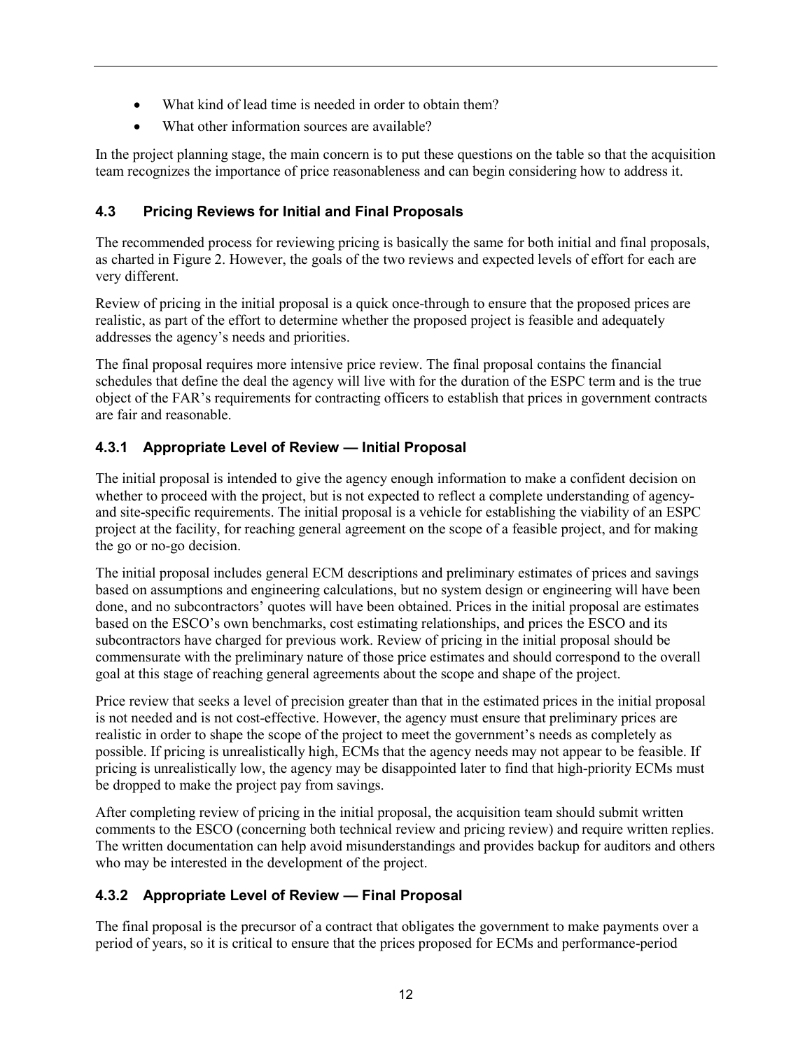- What kind of lead time is needed in order to obtain them?
- What other information sources are available?

In the project planning stage, the main concern is to put these questions on the table so that the acquisition team recognizes the importance of price reasonableness and can begin considering how to address it.

## 4.3 Pricing Reviews for Initial and Final Proposals

The recommended process for reviewing pricing is basically the same for both initial and final proposals, as charted in Figure 2. However, the goals of the two reviews and expected levels of effort for each are very different.

Review of pricing in the initial proposal is a quick once-through to ensure that the proposed prices are realistic, as part of the effort to determine whether the proposed project is feasible and adequately addresses the agency's needs and priorities.

The final proposal requires more intensive price review. The final proposal contains the financial schedules that define the deal the agency will live with for the duration of the ESPC term and is the true object of the FAR's requirements for contracting officers to establish that prices in government contracts are fair and reasonable.

### 4.3.1 Appropriate Level of Review — Initial Proposal

The initial proposal is intended to give the agency enough information to make a confident decision on whether to proceed with the project, but is not expected to reflect a complete understanding of agency- and site-specific requirements. The initial proposal is a vehicle for establishing the viability of an ESPC project at the facility, for reaching general agreement on the scope of a feasible project, and for making the go or no-go decision.

The initial proposal includes general ECM descriptions and preliminary estimates of prices and savings based on assumptions and engineering calculations, but no system design or engineering will have been done, and no subcontractors' quotes will have been obtained. Prices in the initial proposal are estimates based on the ESCO's own benchmarks, cost estimating relationships, and prices the ESCO and its subcontractors have charged for previous work. Review of pricing in the initial proposal should be commensurate with the preliminary nature of those price estimates and should correspond to the overall goal at this stage of reaching general agreements about the scope and shape of the project.

Price review that seeks a level of precision greater than that in the estimated prices in the initial proposal is not needed and is not cost-effective. However, the agency must ensure that preliminary prices are realistic in order to shape the scope of the project to meet the government's needs as completely as possible. If pricing is unrealistically high, ECMs that the agency needs may not appear to be feasible. If pricing is unrealistically low, the agency may be disappointed later to find that high-priority ECMs must be dropped to make the project pay from savings.

After completing review of pricing in the initial proposal, the acquisition team should submit written comments to the ESCO (concerning both technical review and pricing review) and require written replies. The written documentation can help avoid misunderstandings and provides backup for auditors and others who may be interested in the development of the project.

### 4.3.2 Appropriate Level of Review — Final Proposal

The final proposal is the precursor of a contract that obligates the government to make payments over a period of years, so it is critical to ensure that the prices proposed for ECMs and performance-period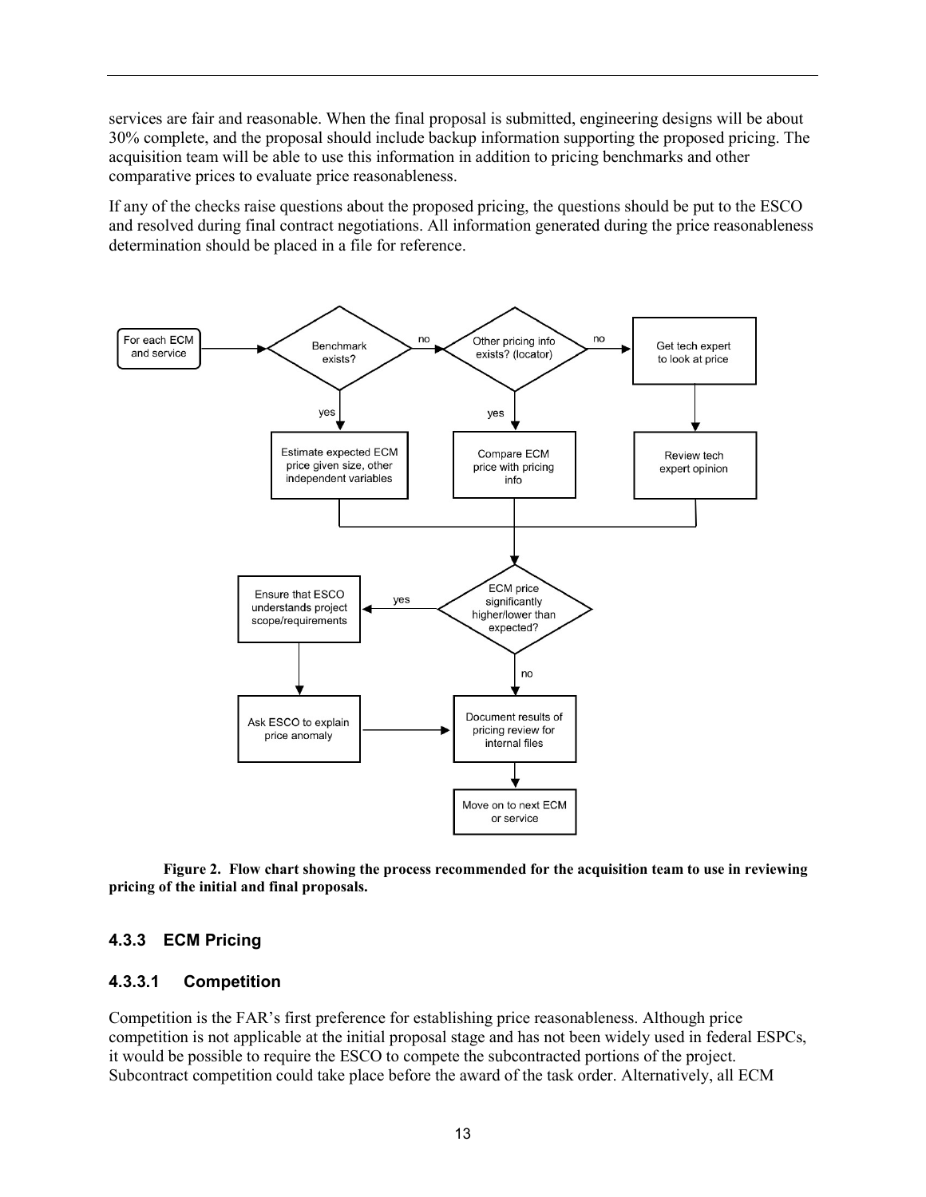services are fair and reasonable. When the final proposal is submitted, engineering designs will be about 30% complete, and the proposal should include backup information supporting the proposed pricing. The acquisition team will be able to use this information in addition to pricing benchmarks and other comparative prices to evaluate price reasonableness.

If any of the checks raise questions about the proposed pricing, the questions should be put to the ESCO and resolved during final contract negotiations. All information generated during the price reasonableness determination should be placed in a file for reference.

**Figure 2. Flow chart showing the process recommended for the acquisition team to use in reviewing pricing of the initial and final proposals.**

### 4.3.3 ECM Pricing

#### 4.3.3.1 Competition

Competition is the FAR's first preference for establishing price reasonableness. Although price competition is not applicable at the initial proposal stage and has not been widely used in federal ESPCs, it would be possible to require the ESCO to compete the subcontracted portions of the project. Subcontract competition could take place before the award of the task order. Alternatively, all ECM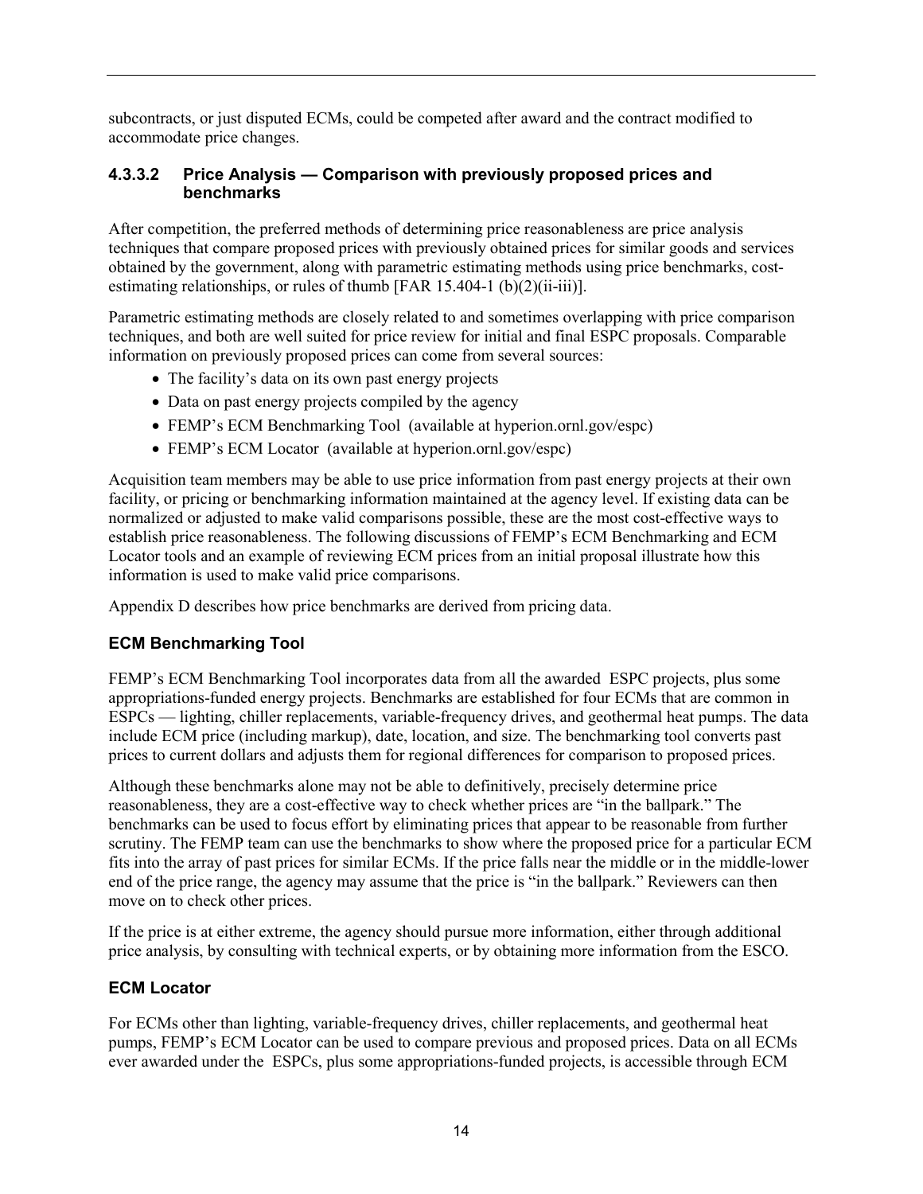subcontracts, or just disputed ECMs, could be competed after award and the contract modified to accommodate price changes.

#### 4.3.3.2 Price Analysis — Comparison with previously proposed prices and benchmarks

After competition, the preferred methods of determining price reasonableness are price analysis techniques that compare proposed prices with previously obtained prices for similar goods and services obtained by the government, along with parametric estimating methods using price benchmarks, cost-estimating relationships, or rules of thumb [FAR 15.404-1 (b)(2)(ii-iii)].

Parametric estimating methods are closely related to and sometimes overlapping with price comparison techniques, and both are well suited for price review for initial and final ESPC proposals. Comparable information on previously proposed prices can come from several sources:

- The facility's data on its own past energy projects
- Data on past energy projects compiled by the agency
- FEMP's ECM Benchmarking Tool (available at hyperion.ornl.gov/espc)
- FEMP's ECM Locator (available at hyperion.ornl.gov/espc)

Acquisition team members may be able to use price information from past energy projects at their own facility, or pricing or benchmarking information maintained at the agency level. If existing data can be normalized or adjusted to make valid comparisons possible, these are the most cost-effective ways to establish price reasonableness. The following discussions of FEMP's ECM Benchmarking and ECM Locator tools and an example of reviewing ECM prices from an initial proposal illustrate how this information is used to make valid price comparisons.

Appendix D describes how price benchmarks are derived from pricing data.

**ECM Benchmarking Tool**

FEMP's ECM Benchmarking Tool incorporates data from all the awarded ESPC projects, plus some appropriations-funded energy projects. Benchmarks are established for four ECMs that are common in ESPCs — lighting, chiller replacements, variable-frequency drives, and geothermal heat pumps. The data include ECM price (including markup), date, location, and size. The benchmarking tool converts past prices to current dollars and adjusts them for regional differences for comparison to proposed prices.

Although these benchmarks alone may not be able to definitively, precisely determine price reasonableness, they are a cost-effective way to check whether prices are "in the ballpark." The benchmarks can be used to focus effort by eliminating prices that appear to be reasonable from further scrutiny. The FEMP team can use the benchmarks to show where the proposed price for a particular ECM fits into the array of past prices for similar ECMs. If the price falls near the middle or in the middle-lower end of the price range, the agency may assume that the price is "in the ballpark." Reviewers can then move on to check other prices.

If the price is at either extreme, the agency should pursue more information, either through additional price analysis, by consulting with technical experts, or by obtaining more information from the ESCO.

**ECM Locator**

For ECMs other than lighting, variable-frequency drives, chiller replacements, and geothermal heat pumps, FEMP's ECM Locator can be used to compare previous and proposed prices. Data on all ECMs ever awarded under the ESPCs, plus some appropriations-funded projects, is accessible through ECM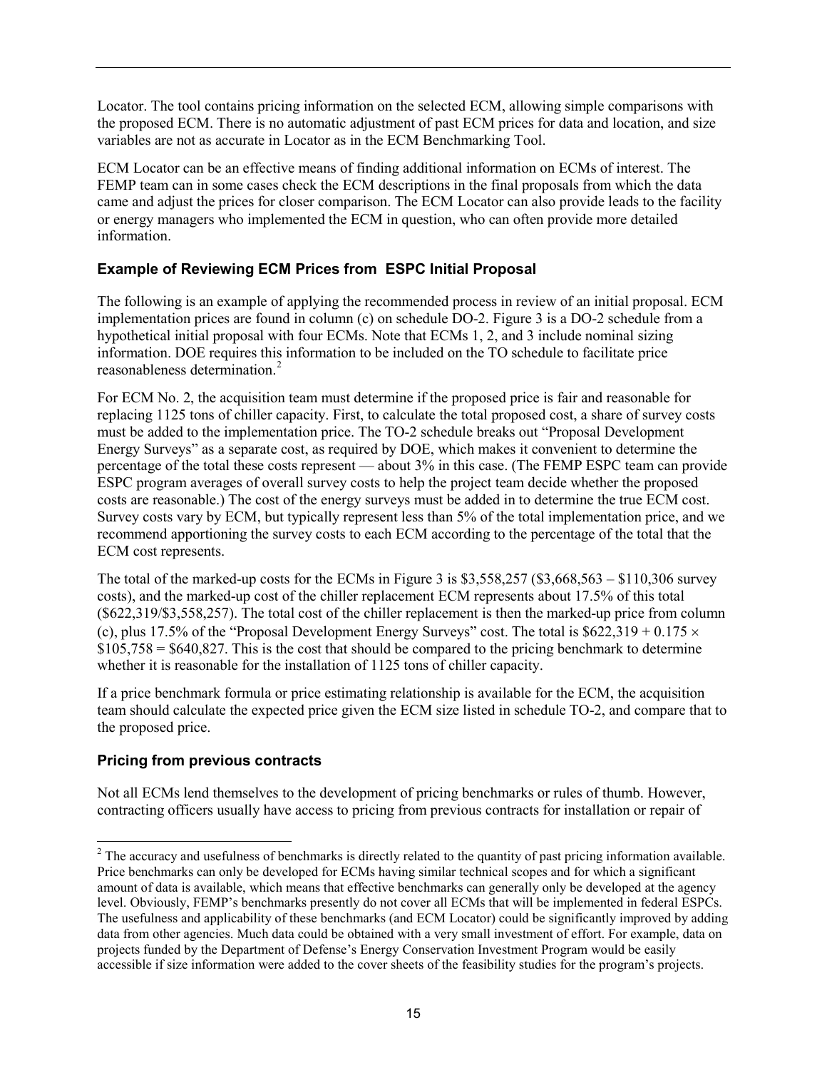Locator. The tool contains pricing information on the selected ECM, allowing simple comparisons with the proposed ECM. There is no automatic adjustment of past ECM prices for data and location, and size variables are not as accurate in Locator as in the ECM Benchmarking Tool.

ECM Locator can be an effective means of finding additional information on ECMs of interest. The FEMP team can in some cases check the ECM descriptions in the final proposals from which the data came and adjust the prices for closer comparison. The ECM Locator can also provide leads to the facility or energy managers who implemented the ECM in question, who can often provide more detailed information.

### Example of Reviewing ECM Prices from ESPC Initial Proposal

The following is an example of applying the recommended process in review of an initial proposal. ECM implementation prices are found in column (c) on schedule DO-2. Figure 3 is a DO-2 schedule from a hypothetical initial proposal with four ECMs. Note that ECMs 1, 2, and 3 include nominal sizing information. DOE requires this information to be included on the TO schedule to facilitate price reasonableness determination.[2]

For ECM No. 2, the acquisition team must determine if the proposed price is fair and reasonable for replacing 1125 tons of chiller capacity. First, to calculate the total proposed cost, a share of survey costs must be added to the implementation price. The TO-2 schedule breaks out "Proposal Development Energy Surveys" as a separate cost, as required by DOE, which makes it convenient to determine the percentage of the total these costs represent — about 3% in this case. (The FEMP ESPC team can provide ESPC program averages of overall survey costs to help the project team decide whether the proposed costs are reasonable.) The cost of the energy surveys must be added in to determine the true ECM cost. Survey costs vary by ECM, but typically represent less than 5% of the total implementation price, and we recommend apportioning the survey costs to each ECM according to the percentage of the total that the ECM cost represents.

The total of the marked-up costs for the ECMs in Figure 3 is \$3,558,257 (\$3,668,563 – \$110,306 survey costs), and the marked-up cost of the chiller replacement ECM represents about 17.5% of this total (\$622,319/\$3,558,257). The total cost of the chiller replacement is then the marked-up price from column (c), plus 17.5% of the "Proposal Development Energy Surveys" cost. The total is $\$622{,}319 + 0.175 \times \$105{,}758 = \$640{,}827$. This is the cost that should be compared to the pricing benchmark to determine whether it is reasonable for the installation of 1125 tons of chiller capacity.

If a price benchmark formula or price estimating relationship is available for the ECM, the acquisition team should calculate the expected price given the ECM size listed in schedule TO-2, and compare that to the proposed price.

### Pricing from previous contracts

Not all ECMs lend themselves to the development of pricing benchmarks or rules of thumb. However, contracting officers usually have access to pricing from previous contracts for installation or repair of

[2] The accuracy and usefulness of benchmarks is directly related to the quantity of past pricing information available. Price benchmarks can only be developed for ECMs having similar technical scopes and for which a significant amount of data is available, which means that effective benchmarks can generally only be developed at the agency level. Obviously, FEMP's benchmarks presently do not cover all ECMs that will be implemented in federal ESPCs. The usefulness and applicability of these benchmarks (and ECM Locator) could be significantly improved by adding data from other agencies. Much data could be obtained with a very small investment of effort. For example, data on projects funded by the Department of Defense's Energy Conservation Investment Program would be easily accessible if size information were added to the cover sheets of the feasibility studies for the program's projects.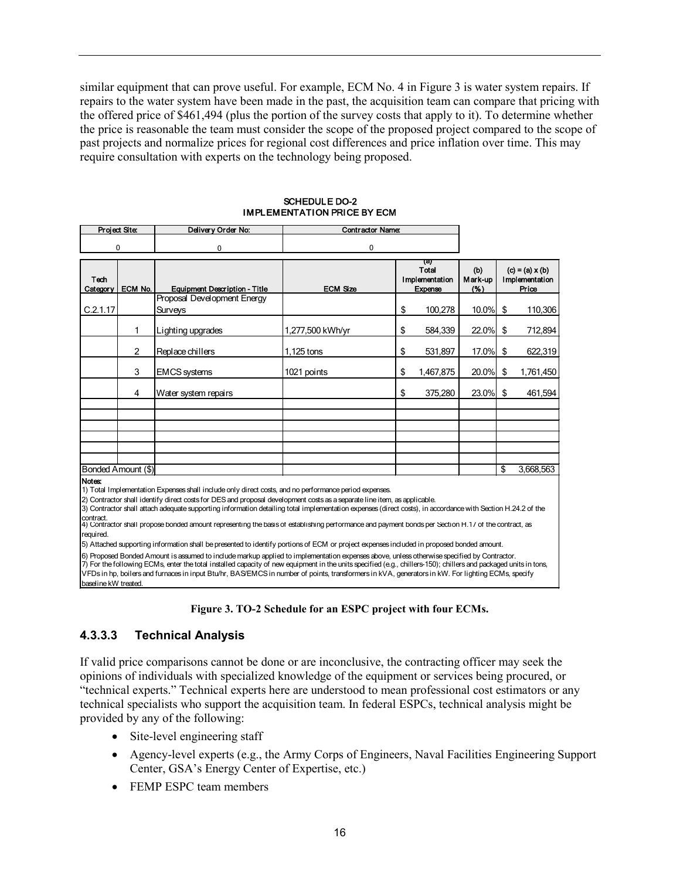similar equipment that can prove useful. For example, ECM No. 4 in Figure 3 is water system repairs. If repairs to the water system have been made in the past, the acquisition team can compare that pricing with the offered price of $461,494 (plus the portion of the survey costs that apply to it). To determine whether the price is reasonable the team must consider the scope of the proposed project compared to the scope of past projects and normalize prices for regional cost differences and price inflation over time. This may require consultation with experts on the technology being proposed.

**SCHEDULE DO-2**
**IMPLEMENTATION PRICE BY ECM**

| Project Site: | Delivery Order No: | Contractor Name: |
|---|---|---|
| 0 | 0 | 0 |

| Tech Category | ECM No. | Equipment Description - Title | ECM Size | (a) Total Implementation Expense | (b) Mark-up (%) | (c) = (a) x (b) Implementation Price |
|---|---|---|---|---|---|---|
| C.2.1.17 | | Proposal Development Energy Surveys | | $ 100,278 | 10.0% | $ 110,306 |
| | 1 | Lighting upgrades | 1,277,500 kWh/yr | $ 584,339 | 22.0% | $ 712,894 |
| | 2 | Replace chillers | 1,125 tons | $ 531,897 | 17.0% | $ 622,319 |
| | 3 | EMCS systems | 1021 points | $ 1,467,875 | 20.0% | $ 1,761,450 |
| | 4 | Water system repairs | | $ 375,280 | 23.0% | $ 461,594 |
| | | | | | | |
| | | | | | | |
| | | | | | | |
| | | | | | | |
| | | | | | | |
| | | | | | | |
| Bonded Amount ($) | | | | | | $ 3,668,563 |

**Notes:**
1) Total Implementation Expenses shall include only direct costs, and no performance period expenses.
2) Contractor shall identify direct costs for DES and proposal development costs as a separate line item, as applicable.
3) Contractor shall attach adequate supporting information detailing total implementation expenses (direct costs), in accordance with Section H.24.2 of the contract.
4) Contractor shall propose bonded amount representing the basis of establishing performance and payment bonds per Section H.17 of the contract, as required.
5) Attached supporting information shall be presented to identify portions of ECM or project expenses included in proposed bonded amount.
6) Proposed Bonded Amount is assumed to include markup applied to implementation expenses above, unless otherwise specified by Contractor.
7) For the following ECMs, enter the total installed capacity of new equipment in the units specified (e.g., chillers-150); chillers and packaged units in tons, VFDs in hp, boilers and furnaces in input Btu/hr, BAS/EMCS in number of points, transformers in kVA, generators in kW. For lighting ECMs, specify baseline kW treated.

**Figure 3. TO-2 Schedule for an ESPC project with four ECMs.**

### 4.3.3.3 Technical Analysis

If valid price comparisons cannot be done or are inconclusive, the contracting officer may seek the opinions of individuals with specialized knowledge of the equipment or services being procured, or "technical experts." Technical experts here are understood to mean professional cost estimators or any technical specialists who support the acquisition team. In federal ESPCs, technical analysis might be provided by any of the following:

- Site-level engineering staff
- Agency-level experts (e.g., the Army Corps of Engineers, Naval Facilities Engineering Support Center, GSA's Energy Center of Expertise, etc.)
- FEMP ESPC team members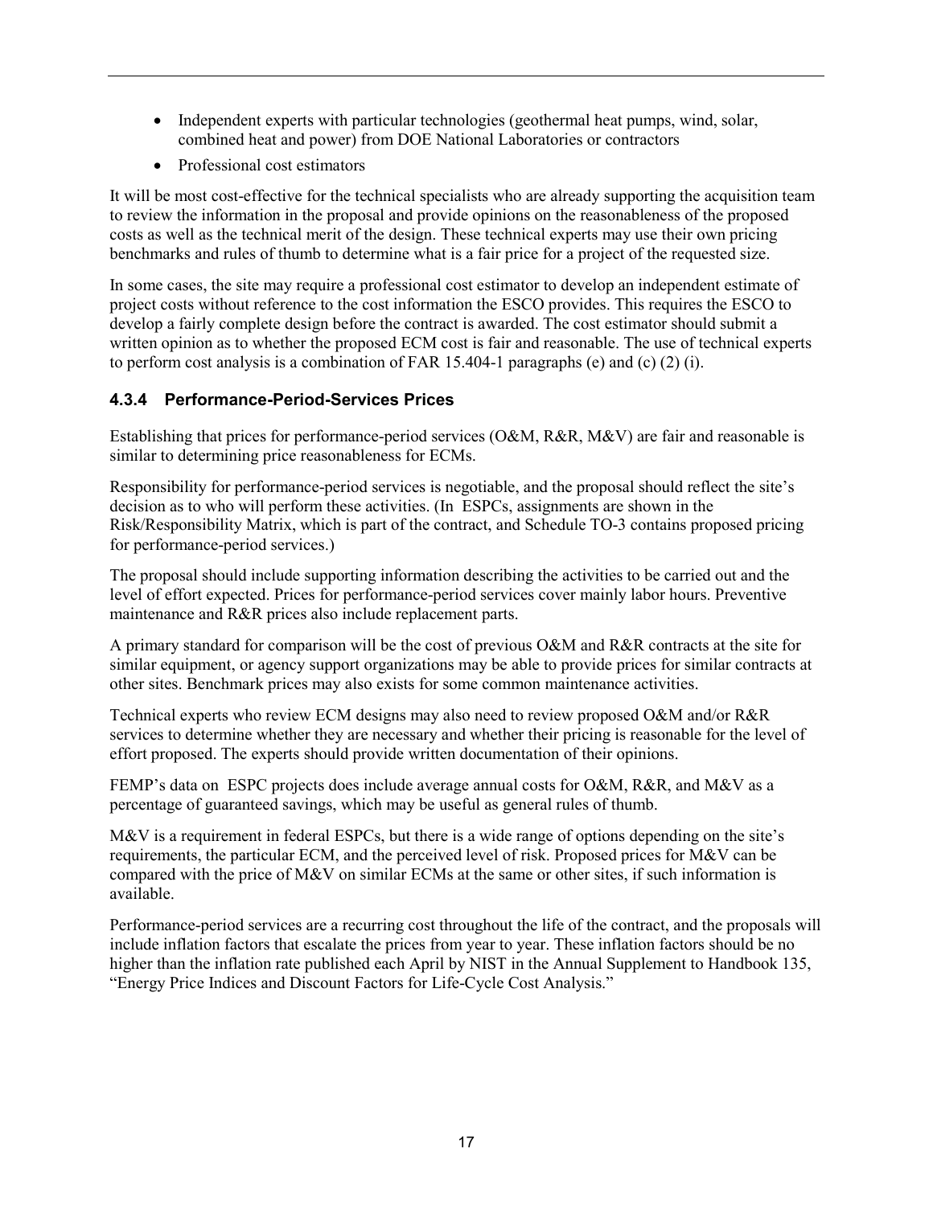- Independent experts with particular technologies (geothermal heat pumps, wind, solar, combined heat and power) from DOE National Laboratories or contractors
- Professional cost estimators

It will be most cost-effective for the technical specialists who are already supporting the acquisition team to review the information in the proposal and provide opinions on the reasonableness of the proposed costs as well as the technical merit of the design. These technical experts may use their own pricing benchmarks and rules of thumb to determine what is a fair price for a project of the requested size.

In some cases, the site may require a professional cost estimator to develop an independent estimate of project costs without reference to the cost information the ESCO provides. This requires the ESCO to develop a fairly complete design before the contract is awarded. The cost estimator should submit a written opinion as to whether the proposed ECM cost is fair and reasonable. The use of technical experts to perform cost analysis is a combination of FAR 15.404-1 paragraphs (e) and (c) (2) (i).

### 4.3.4 Performance-Period-Services Prices

Establishing that prices for performance-period services (O&M, R&R, M&V) are fair and reasonable is similar to determining price reasonableness for ECMs.

Responsibility for performance-period services is negotiable, and the proposal should reflect the site's decision as to who will perform these activities. (In ESPCs, assignments are shown in the Risk/Responsibility Matrix, which is part of the contract, and Schedule TO-3 contains proposed pricing for performance-period services.)

The proposal should include supporting information describing the activities to be carried out and the level of effort expected. Prices for performance-period services cover mainly labor hours. Preventive maintenance and R&R prices also include replacement parts.

A primary standard for comparison will be the cost of previous O&M and R&R contracts at the site for similar equipment, or agency support organizations may be able to provide prices for similar contracts at other sites. Benchmark prices may also exists for some common maintenance activities.

Technical experts who review ECM designs may also need to review proposed O&M and/or R&R services to determine whether they are necessary and whether their pricing is reasonable for the level of effort proposed. The experts should provide written documentation of their opinions.

FEMP's data on ESPC projects does include average annual costs for O&M, R&R, and M&V as a percentage of guaranteed savings, which may be useful as general rules of thumb.

M&V is a requirement in federal ESPCs, but there is a wide range of options depending on the site's requirements, the particular ECM, and the perceived level of risk. Proposed prices for M&V can be compared with the price of M&V on similar ECMs at the same or other sites, if such information is available.

Performance-period services are a recurring cost throughout the life of the contract, and the proposals will include inflation factors that escalate the prices from year to year. These inflation factors should be no higher than the inflation rate published each April by NIST in the Annual Supplement to Handbook 135, "Energy Price Indices and Discount Factors for Life-Cycle Cost Analysis."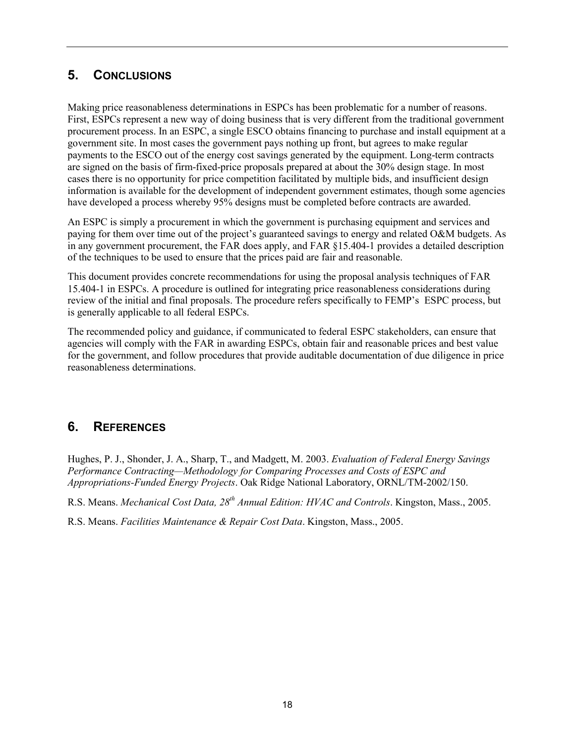## 5. CONCLUSIONS

Making price reasonableness determinations in ESPCs has been problematic for a number of reasons. First, ESPCs represent a new way of doing business that is very different from the traditional government procurement process. In an ESPC, a single ESCO obtains financing to purchase and install equipment at a government site. In most cases the government pays nothing up front, but agrees to make regular payments to the ESCO out of the energy cost savings generated by the equipment. Long-term contracts are signed on the basis of firm-fixed-price proposals prepared at about the 30% design stage. In most cases there is no opportunity for price competition facilitated by multiple bids, and insufficient design information is available for the development of independent government estimates, though some agencies have developed a process whereby 95% designs must be completed before contracts are awarded.

An ESPC is simply a procurement in which the government is purchasing equipment and services and paying for them over time out of the project's guaranteed savings to energy and related O&M budgets. As in any government procurement, the FAR does apply, and FAR §15.404-1 provides a detailed description of the techniques to be used to ensure that the prices paid are fair and reasonable.

This document provides concrete recommendations for using the proposal analysis techniques of FAR 15.404-1 in ESPCs. A procedure is outlined for integrating price reasonableness considerations during review of the initial and final proposals. The procedure refers specifically to FEMP's ESPC process, but is generally applicable to all federal ESPCs.

The recommended policy and guidance, if communicated to federal ESPC stakeholders, can ensure that agencies will comply with the FAR in awarding ESPCs, obtain fair and reasonable prices and best value for the government, and follow procedures that provide auditable documentation of due diligence in price reasonableness determinations.

## 6. REFERENCES

Hughes, P. J., Shonder, J. A., Sharp, T., and Madgett, M. 2003. *Evaluation of Federal Energy Savings Performance Contracting—Methodology for Comparing Processes and Costs of ESPC and Appropriations-Funded Energy Projects*. Oak Ridge National Laboratory, ORNL/TM-2002/150.

R.S. Means. *Mechanical Cost Data, 28th Annual Edition: HVAC and Controls*. Kingston, Mass., 2005.

R.S. Means. *Facilities Maintenance & Repair Cost Data*. Kingston, Mass., 2005.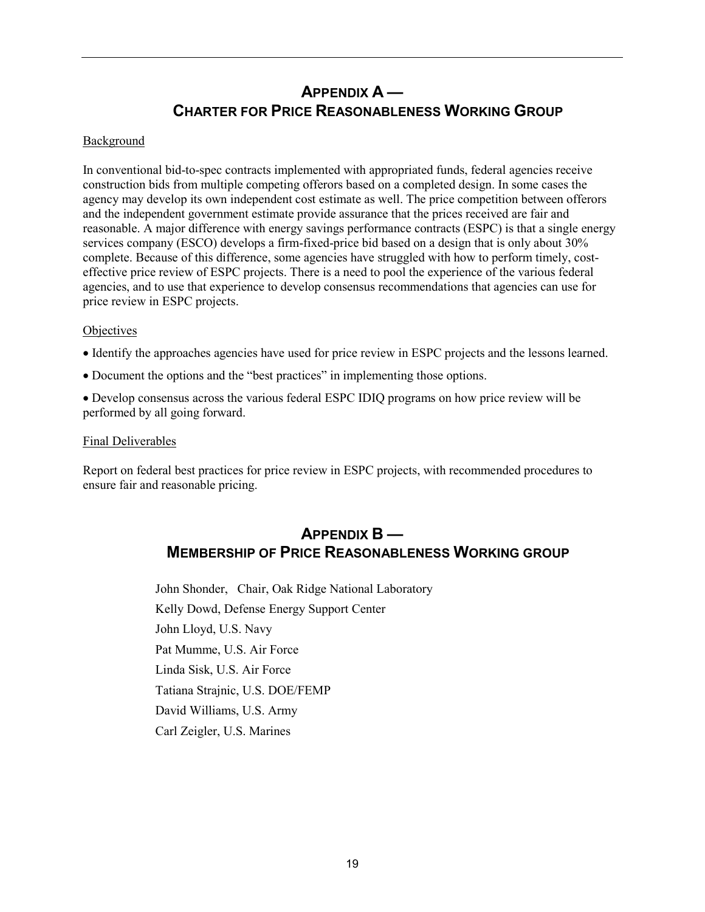# APPENDIX A — CHARTER FOR PRICE REASONABLENESS WORKING GROUP

Background

In conventional bid-to-spec contracts implemented with appropriated funds, federal agencies receive construction bids from multiple competing offerors based on a completed design. In some cases the agency may develop its own independent cost estimate as well. The price competition between offerors and the independent government estimate provide assurance that the prices received are fair and reasonable. A major difference with energy savings performance contracts (ESPC) is that a single energy services company (ESCO) develops a firm-fixed-price bid based on a design that is only about 30% complete. Because of this difference, some agencies have struggled with how to perform timely, cost-effective price review of ESPC projects. There is a need to pool the experience of the various federal agencies, and to use that experience to develop consensus recommendations that agencies can use for price review in ESPC projects.

Objectives

- Identify the approaches agencies have used for price review in ESPC projects and the lessons learned.
- Document the options and the "best practices" in implementing those options.
- Develop consensus across the various federal ESPC IDIQ programs on how price review will be performed by all going forward.

Final Deliverables

Report on federal best practices for price review in ESPC projects, with recommended procedures to ensure fair and reasonable pricing.

# APPENDIX B — MEMBERSHIP OF PRICE REASONABLENESS WORKING GROUP

John Shonder, Chair, Oak Ridge National Laboratory

Kelly Dowd, Defense Energy Support Center

John Lloyd, U.S. Navy

Pat Mumme, U.S. Air Force

Linda Sisk, U.S. Air Force

Tatiana Strajnic, U.S. DOE/FEMP

David Williams, U.S. Army

Carl Zeigler, U.S. Marines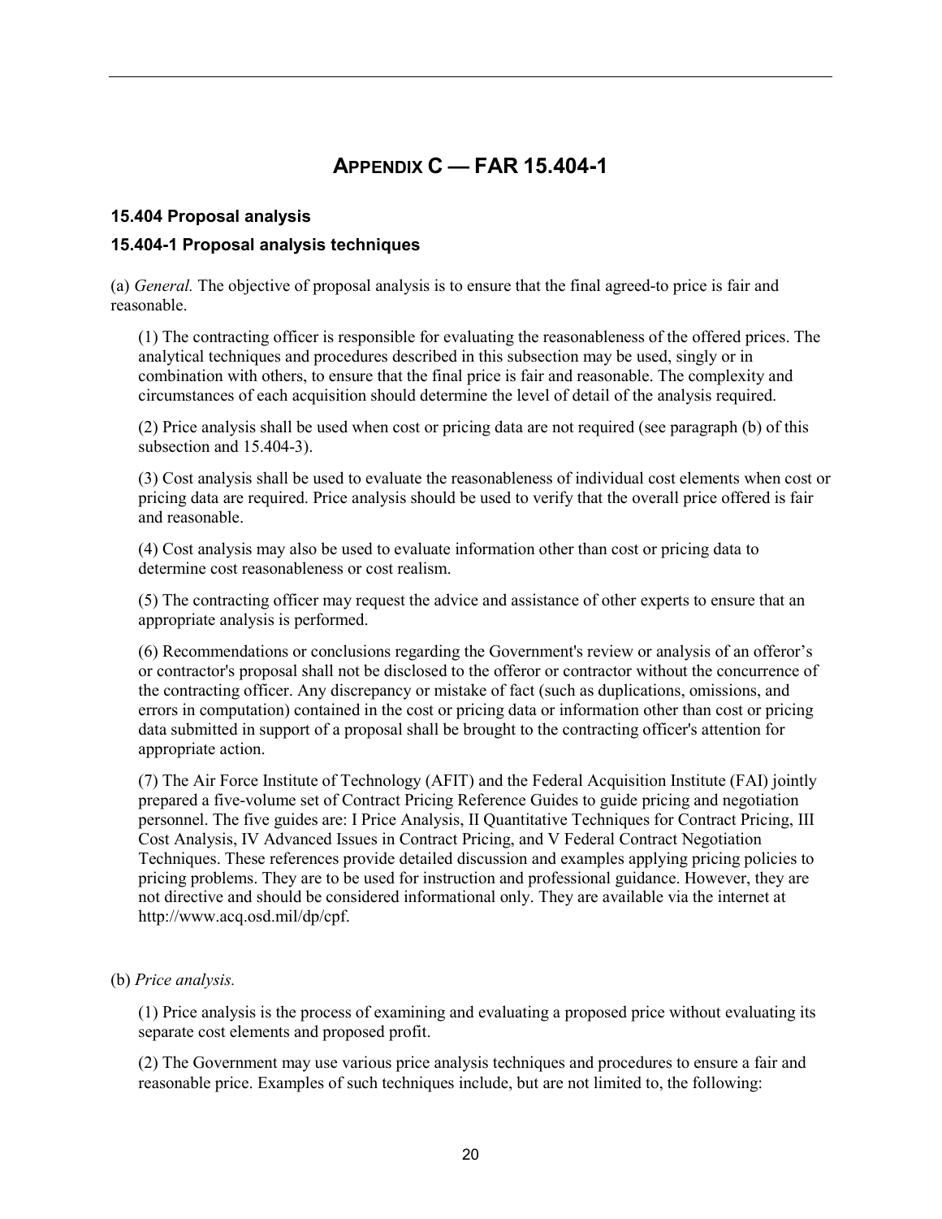# APPENDIX C — FAR 15.404-1

### 15.404 Proposal analysis

### 15.404-1 Proposal analysis techniques

(a) *General.* The objective of proposal analysis is to ensure that the final agreed-to price is fair and reasonable.

(1) The contracting officer is responsible for evaluating the reasonableness of the offered prices. The analytical techniques and procedures described in this subsection may be used, singly or in combination with others, to ensure that the final price is fair and reasonable. The complexity and circumstances of each acquisition should determine the level of detail of the analysis required.

(2) Price analysis shall be used when cost or pricing data are not required (see paragraph (b) of this subsection and 15.404-3).

(3) Cost analysis shall be used to evaluate the reasonableness of individual cost elements when cost or pricing data are required. Price analysis should be used to verify that the overall price offered is fair and reasonable.

(4) Cost analysis may also be used to evaluate information other than cost or pricing data to determine cost reasonableness or cost realism.

(5) The contracting officer may request the advice and assistance of other experts to ensure that an appropriate analysis is performed.

(6) Recommendations or conclusions regarding the Government's review or analysis of an offeror's or contractor's proposal shall not be disclosed to the offeror or contractor without the concurrence of the contracting officer. Any discrepancy or mistake of fact (such as duplications, omissions, and errors in computation) contained in the cost or pricing data or information other than cost or pricing data submitted in support of a proposal shall be brought to the contracting officer's attention for appropriate action.

(7) The Air Force Institute of Technology (AFIT) and the Federal Acquisition Institute (FAI) jointly prepared a five-volume set of Contract Pricing Reference Guides to guide pricing and negotiation personnel. The five guides are: I Price Analysis, II Quantitative Techniques for Contract Pricing, III Cost Analysis, IV Advanced Issues in Contract Pricing, and V Federal Contract Negotiation Techniques. These references provide detailed discussion and examples applying pricing policies to pricing problems. They are to be used for instruction and professional guidance. However, they are not directive and should be considered informational only. They are available via the internet at http://www.acq.osd.mil/dp/cpf.

(b) *Price analysis.*

(1) Price analysis is the process of examining and evaluating a proposed price without evaluating its separate cost elements and proposed profit.

(2) The Government may use various price analysis techniques and procedures to ensure a fair and reasonable price. Examples of such techniques include, but are not limited to, the following: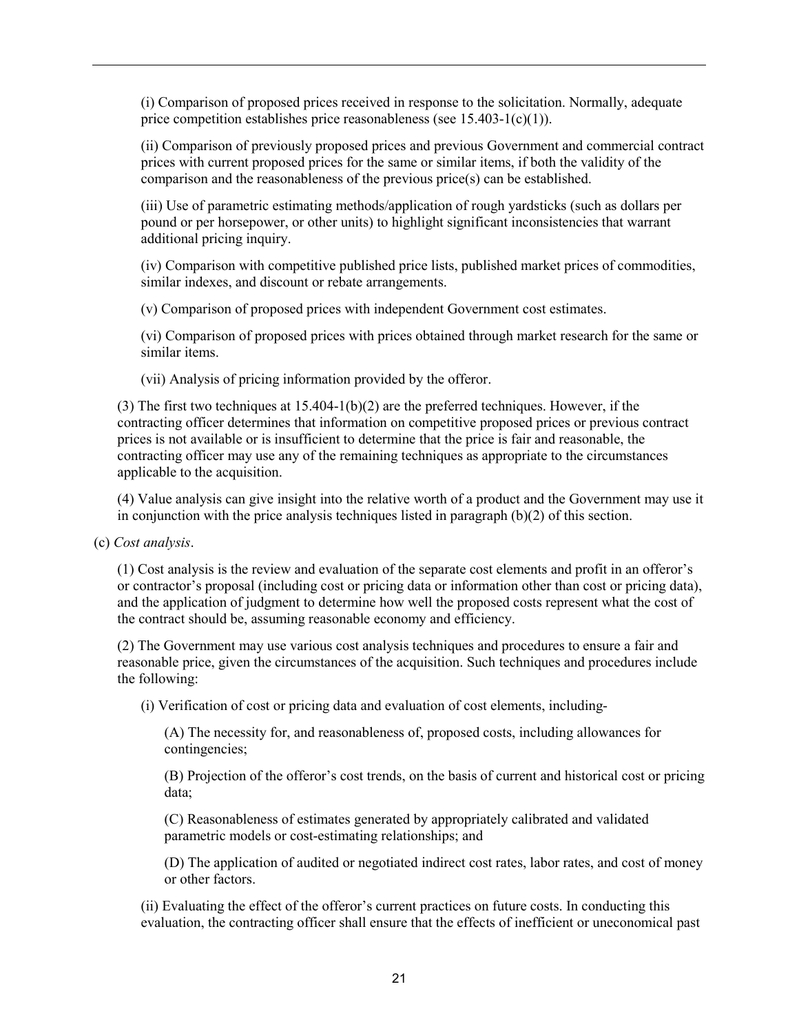(i) Comparison of proposed prices received in response to the solicitation. Normally, adequate price competition establishes price reasonableness (see 15.403-1(c)(1)).

(ii) Comparison of previously proposed prices and previous Government and commercial contract prices with current proposed prices for the same or similar items, if both the validity of the comparison and the reasonableness of the previous price(s) can be established.

(iii) Use of parametric estimating methods/application of rough yardsticks (such as dollars per pound or per horsepower, or other units) to highlight significant inconsistencies that warrant additional pricing inquiry.

(iv) Comparison with competitive published price lists, published market prices of commodities, similar indexes, and discount or rebate arrangements.

(v) Comparison of proposed prices with independent Government cost estimates.

(vi) Comparison of proposed prices with prices obtained through market research for the same or similar items.

(vii) Analysis of pricing information provided by the offeror.

(3) The first two techniques at 15.404-1(b)(2) are the preferred techniques. However, if the contracting officer determines that information on competitive proposed prices or previous contract prices is not available or is insufficient to determine that the price is fair and reasonable, the contracting officer may use any of the remaining techniques as appropriate to the circumstances applicable to the acquisition.

(4) Value analysis can give insight into the relative worth of a product and the Government may use it in conjunction with the price analysis techniques listed in paragraph (b)(2) of this section.

(c) *Cost analysis*.

(1) Cost analysis is the review and evaluation of the separate cost elements and profit in an offeror's or contractor's proposal (including cost or pricing data or information other than cost or pricing data), and the application of judgment to determine how well the proposed costs represent what the cost of the contract should be, assuming reasonable economy and efficiency.

(2) The Government may use various cost analysis techniques and procedures to ensure a fair and reasonable price, given the circumstances of the acquisition. Such techniques and procedures include the following:

(i) Verification of cost or pricing data and evaluation of cost elements, including-

(A) The necessity for, and reasonableness of, proposed costs, including allowances for contingencies;

(B) Projection of the offeror's cost trends, on the basis of current and historical cost or pricing data;

(C) Reasonableness of estimates generated by appropriately calibrated and validated parametric models or cost-estimating relationships; and

(D) The application of audited or negotiated indirect cost rates, labor rates, and cost of money or other factors.

(ii) Evaluating the effect of the offeror's current practices on future costs. In conducting this evaluation, the contracting officer shall ensure that the effects of inefficient or uneconomical past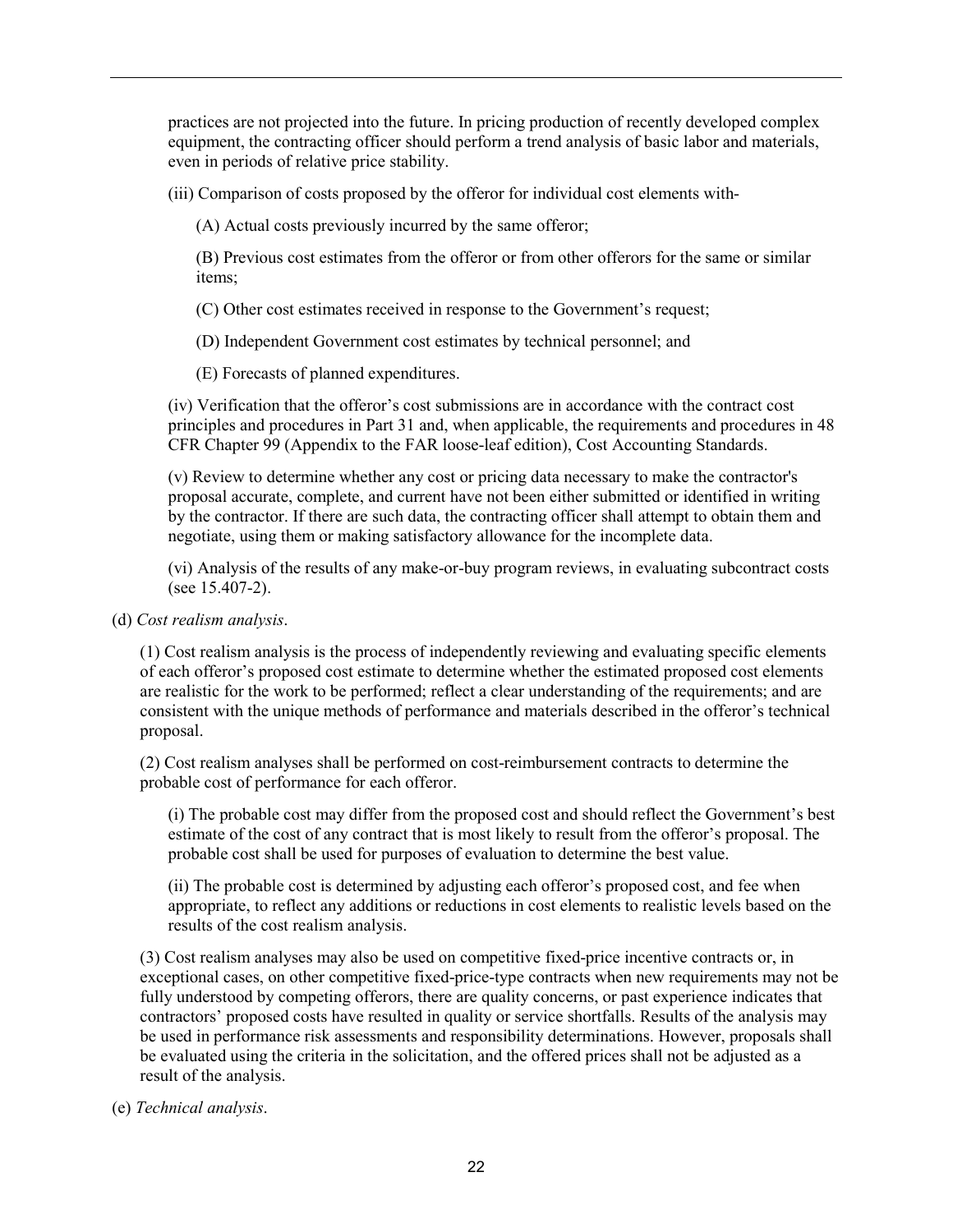practices are not projected into the future. In pricing production of recently developed complex equipment, the contracting officer should perform a trend analysis of basic labor and materials, even in periods of relative price stability.

(iii) Comparison of costs proposed by the offeror for individual cost elements with-

(A) Actual costs previously incurred by the same offeror;

(B) Previous cost estimates from the offeror or from other offerors for the same or similar items;

(C) Other cost estimates received in response to the Government's request;

(D) Independent Government cost estimates by technical personnel; and

(E) Forecasts of planned expenditures.

(iv) Verification that the offeror's cost submissions are in accordance with the contract cost principles and procedures in Part 31 and, when applicable, the requirements and procedures in 48 CFR Chapter 99 (Appendix to the FAR loose-leaf edition), Cost Accounting Standards.

(v) Review to determine whether any cost or pricing data necessary to make the contractor's proposal accurate, complete, and current have not been either submitted or identified in writing by the contractor. If there are such data, the contracting officer shall attempt to obtain them and negotiate, using them or making satisfactory allowance for the incomplete data.

(vi) Analysis of the results of any make-or-buy program reviews, in evaluating subcontract costs (see 15.407-2).

(d) *Cost realism analysis*.

(1) Cost realism analysis is the process of independently reviewing and evaluating specific elements of each offeror's proposed cost estimate to determine whether the estimated proposed cost elements are realistic for the work to be performed; reflect a clear understanding of the requirements; and are consistent with the unique methods of performance and materials described in the offeror's technical proposal.

(2) Cost realism analyses shall be performed on cost-reimbursement contracts to determine the probable cost of performance for each offeror.

(i) The probable cost may differ from the proposed cost and should reflect the Government's best estimate of the cost of any contract that is most likely to result from the offeror's proposal. The probable cost shall be used for purposes of evaluation to determine the best value.

(ii) The probable cost is determined by adjusting each offeror's proposed cost, and fee when appropriate, to reflect any additions or reductions in cost elements to realistic levels based on the results of the cost realism analysis.

(3) Cost realism analyses may also be used on competitive fixed-price incentive contracts or, in exceptional cases, on other competitive fixed-price-type contracts when new requirements may not be fully understood by competing offerors, there are quality concerns, or past experience indicates that contractors' proposed costs have resulted in quality or service shortfalls. Results of the analysis may be used in performance risk assessments and responsibility determinations. However, proposals shall be evaluated using the criteria in the solicitation, and the offered prices shall not be adjusted as a result of the analysis.

(e) *Technical analysis*.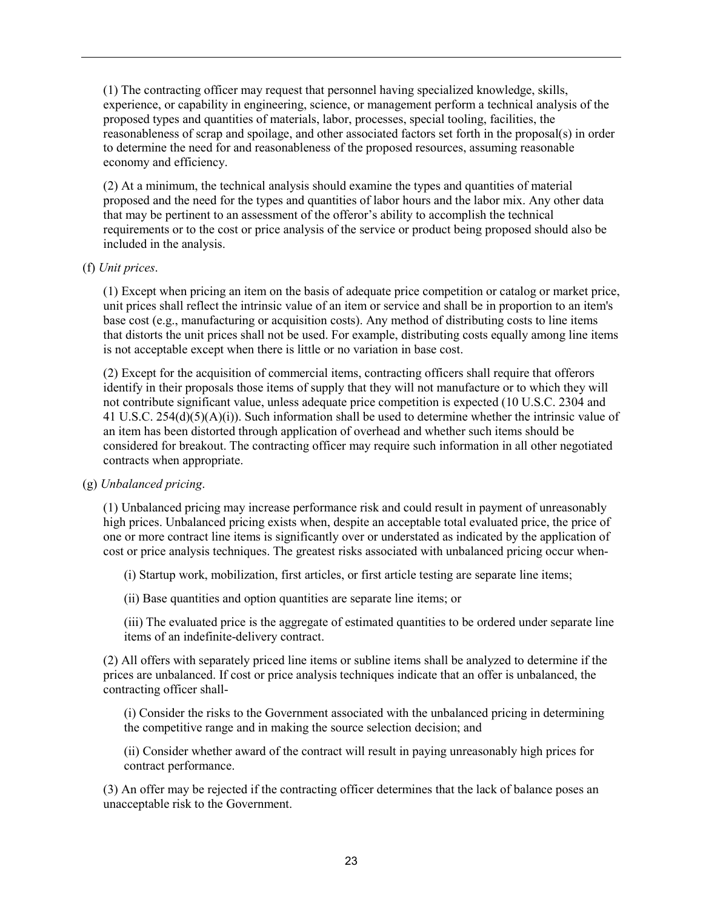(1) The contracting officer may request that personnel having specialized knowledge, skills, experience, or capability in engineering, science, or management perform a technical analysis of the proposed types and quantities of materials, labor, processes, special tooling, facilities, the reasonableness of scrap and spoilage, and other associated factors set forth in the proposal(s) in order to determine the need for and reasonableness of the proposed resources, assuming reasonable economy and efficiency.

(2) At a minimum, the technical analysis should examine the types and quantities of material proposed and the need for the types and quantities of labor hours and the labor mix. Any other data that may be pertinent to an assessment of the offeror's ability to accomplish the technical requirements or to the cost or price analysis of the service or product being proposed should also be included in the analysis.

(f) *Unit prices*.

(1) Except when pricing an item on the basis of adequate price competition or catalog or market price, unit prices shall reflect the intrinsic value of an item or service and shall be in proportion to an item's base cost (e.g., manufacturing or acquisition costs). Any method of distributing costs to line items that distorts the unit prices shall not be used. For example, distributing costs equally among line items is not acceptable except when there is little or no variation in base cost.

(2) Except for the acquisition of commercial items, contracting officers shall require that offerors identify in their proposals those items of supply that they will not manufacture or to which they will not contribute significant value, unless adequate price competition is expected (10 U.S.C. 2304 and 41 U.S.C. 254(d)(5)(A)(i)). Such information shall be used to determine whether the intrinsic value of an item has been distorted through application of overhead and whether such items should be considered for breakout. The contracting officer may require such information in all other negotiated contracts when appropriate.

(g) *Unbalanced pricing*.

(1) Unbalanced pricing may increase performance risk and could result in payment of unreasonably high prices. Unbalanced pricing exists when, despite an acceptable total evaluated price, the price of one or more contract line items is significantly over or understated as indicated by the application of cost or price analysis techniques. The greatest risks associated with unbalanced pricing occur when-

(i) Startup work, mobilization, first articles, or first article testing are separate line items;

(ii) Base quantities and option quantities are separate line items; or

(iii) The evaluated price is the aggregate of estimated quantities to be ordered under separate line items of an indefinite-delivery contract.

(2) All offers with separately priced line items or subline items shall be analyzed to determine if the prices are unbalanced. If cost or price analysis techniques indicate that an offer is unbalanced, the contracting officer shall-

(i) Consider the risks to the Government associated with the unbalanced pricing in determining the competitive range and in making the source selection decision; and

(ii) Consider whether award of the contract will result in paying unreasonably high prices for contract performance.

(3) An offer may be rejected if the contracting officer determines that the lack of balance poses an unacceptable risk to the Government.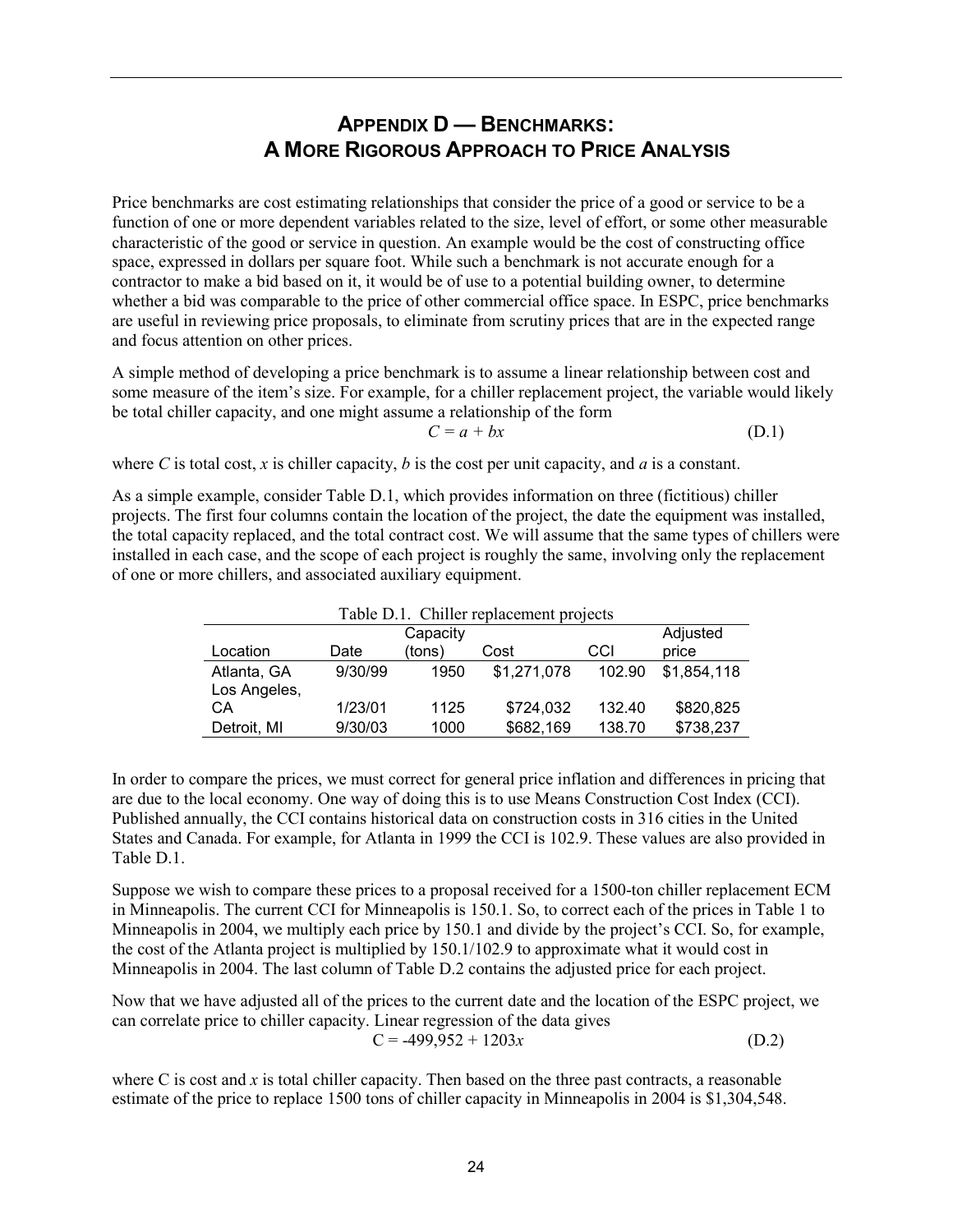# APPENDIX D — BENCHMARKS: A MORE RIGOROUS APPROACH TO PRICE ANALYSIS

Price benchmarks are cost estimating relationships that consider the price of a good or service to be a function of one or more dependent variables related to the size, level of effort, or some other measurable characteristic of the good or service in question. An example would be the cost of constructing office space, expressed in dollars per square foot. While such a benchmark is not accurate enough for a contractor to make a bid based on it, it would be of use to a potential building owner, to determine whether a bid was comparable to the price of other commercial office space. In ESPC, price benchmarks are useful in reviewing price proposals, to eliminate from scrutiny prices that are in the expected range and focus attention on other prices.

A simple method of developing a price benchmark is to assume a linear relationship between cost and some measure of the item's size. For example, for a chiller replacement project, the variable would likely be total chiller capacity, and one might assume a relationship of the form

$$C = a + bx \tag{D.1}$$

where $C$ is total cost, $x$ is chiller capacity, $b$ is the cost per unit capacity, and $a$ is a constant.

As a simple example, consider Table D.1, which provides information on three (fictitious) chiller projects. The first four columns contain the location of the project, the date the equipment was installed, the total capacity replaced, and the total contract cost. We will assume that the same types of chillers were installed in each case, and the scope of each project is roughly the same, involving only the replacement of one or more chillers, and associated auxiliary equipment.

Table D.1. Chiller replacement projects

| Location | Date | Capacity (tons) | Cost | CCI | Adjusted price |
|---|---|---|---|---|---|
| Atlanta, GA | 9/30/99 | 1950 | $1,271,078 | 102.90 | $1,854,118 |
| Los Angeles, CA | 1/23/01 | 1125 | $724,032 | 132.40 | $820,825 |
| Detroit, MI | 9/30/03 | 1000 | $682,169 | 138.70 | $738,237 |

In order to compare the prices, we must correct for general price inflation and differences in pricing that are due to the local economy. One way of doing this is to use Means Construction Cost Index (CCI). Published annually, the CCI contains historical data on construction costs in 316 cities in the United States and Canada. For example, for Atlanta in 1999 the CCI is 102.9. These values are also provided in Table D.1.

Suppose we wish to compare these prices to a proposal received for a 1500-ton chiller replacement ECM in Minneapolis. The current CCI for Minneapolis is 150.1. So, to correct each of the prices in Table 1 to Minneapolis in 2004, we multiply each price by 150.1 and divide by the project's CCI. So, for example, the cost of the Atlanta project is multiplied by 150.1/102.9 to approximate what it would cost in Minneapolis in 2004. The last column of Table D.2 contains the adjusted price for each project.

Now that we have adjusted all of the prices to the current date and the location of the ESPC project, we can correlate price to chiller capacity. Linear regression of the data gives

$$C = -499{,}952 + 1203x \tag{D.2}$$

where C is cost and $x$ is total chiller capacity. Then based on the three past contracts, a reasonable estimate of the price to replace 1500 tons of chiller capacity in Minneapolis in 2004 is $1,304,548.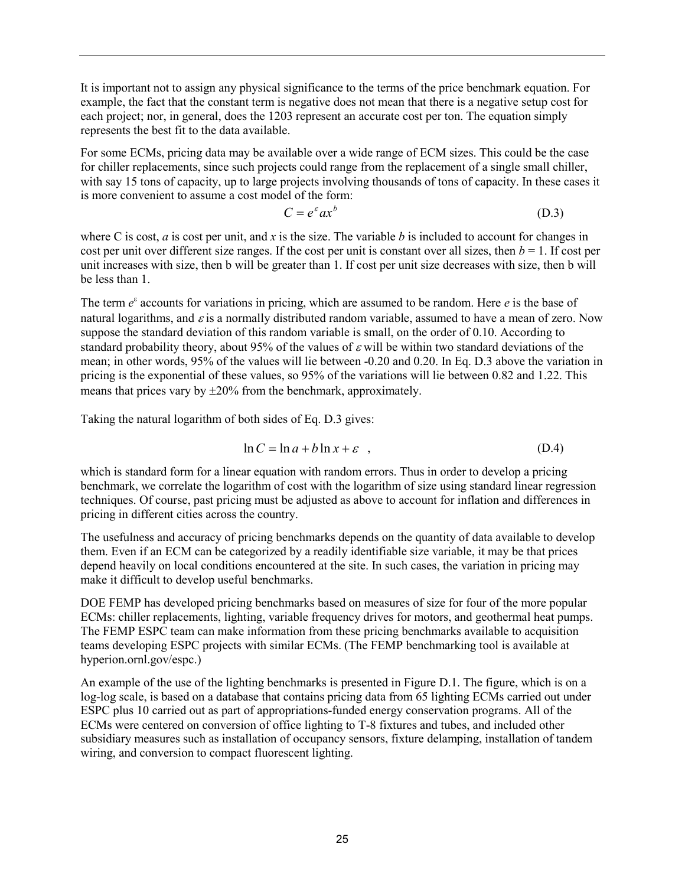It is important not to assign any physical significance to the terms of the price benchmark equation. For example, the fact that the constant term is negative does not mean that there is a negative setup cost for each project; nor, in general, does the 1203 represent an accurate cost per ton. The equation simply represents the best fit to the data available.

For some ECMs, pricing data may be available over a wide range of ECM sizes. This could be the case for chiller replacements, since such projects could range from the replacement of a single small chiller, with say 15 tons of capacity, up to large projects involving thousands of tons of capacity. In these cases it is more convenient to assume a cost model of the form:

$$C = e^{\varepsilon} a x^{b} \qquad \text{(D.3)}$$

where C is cost, $a$ is cost per unit, and $x$ is the size. The variable $b$ is included to account for changes in cost per unit over different size ranges. If the cost per unit is constant over all sizes, then $b = 1$. If cost per unit increases with size, then b will be greater than 1. If cost per unit size decreases with size, then b will be less than 1.

The term $e^{\varepsilon}$ accounts for variations in pricing, which are assumed to be random. Here $e$ is the base of natural logarithms, and $\varepsilon$ is a normally distributed random variable, assumed to have a mean of zero. Now suppose the standard deviation of this random variable is small, on the order of 0.10. According to standard probability theory, about 95% of the values of $\varepsilon$ will be within two standard deviations of the mean; in other words, 95% of the values will lie between -0.20 and 0.20. In Eq. D.3 above the variation in pricing is the exponential of these values, so 95% of the variations will lie between 0.82 and 1.22. This means that prices vary by ±20% from the benchmark, approximately.

Taking the natural logarithm of both sides of Eq. D.3 gives:

$$\ln C = \ln a + b \ln x + \varepsilon \quad , \qquad \text{(D.4)}$$

which is standard form for a linear equation with random errors. Thus in order to develop a pricing benchmark, we correlate the logarithm of cost with the logarithm of size using standard linear regression techniques. Of course, past pricing must be adjusted as above to account for inflation and differences in pricing in different cities across the country.

The usefulness and accuracy of pricing benchmarks depends on the quantity of data available to develop them. Even if an ECM can be categorized by a readily identifiable size variable, it may be that prices depend heavily on local conditions encountered at the site. In such cases, the variation in pricing may make it difficult to develop useful benchmarks.

DOE FEMP has developed pricing benchmarks based on measures of size for four of the more popular ECMs: chiller replacements, lighting, variable frequency drives for motors, and geothermal heat pumps. The FEMP ESPC team can make information from these pricing benchmarks available to acquisition teams developing ESPC projects with similar ECMs. (The FEMP benchmarking tool is available at hyperion.ornl.gov/espc.)

An example of the use of the lighting benchmarks is presented in Figure D.1. The figure, which is on a log-log scale, is based on a database that contains pricing data from 65 lighting ECMs carried out under ESPC plus 10 carried out as part of appropriations-funded energy conservation programs. All of the ECMs were centered on conversion of office lighting to T-8 fixtures and tubes, and included other subsidiary measures such as installation of occupancy sensors, fixture delamping, installation of tandem wiring, and conversion to compact fluorescent lighting.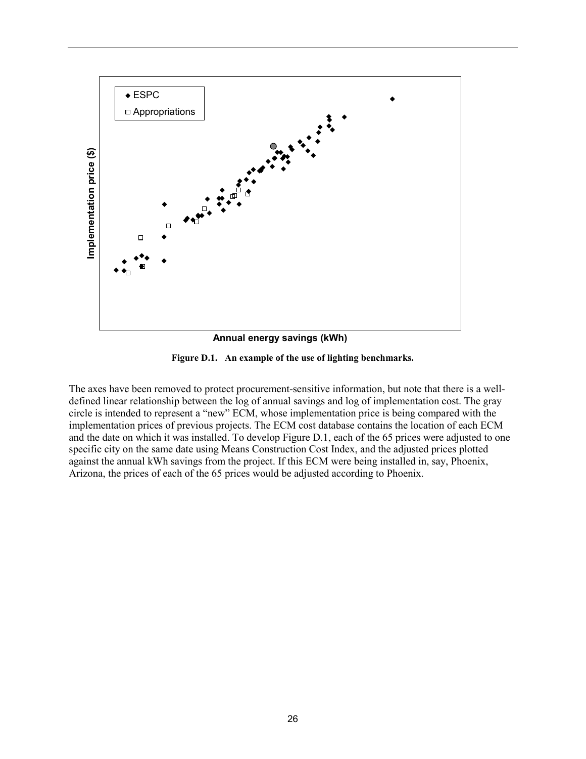ESPC

Appropriations

Implementation price ($)

Annual energy savings (kWh)

**Figure D.1. An example of the use of lighting benchmarks.**

The axes have been removed to protect procurement-sensitive information, but note that there is a well-defined linear relationship between the log of annual savings and log of implementation cost. The gray circle is intended to represent a "new" ECM, whose implementation price is being compared with the implementation prices of previous projects. The ECM cost database contains the location of each ECM and the date on which it was installed. To develop Figure D.1, each of the 65 prices were adjusted to one specific city on the same date using Means Construction Cost Index, and the adjusted prices plotted against the annual kWh savings from the project. If this ECM were being installed in, say, Phoenix, Arizona, the prices of each of the 65 prices would be adjusted according to Phoenix.